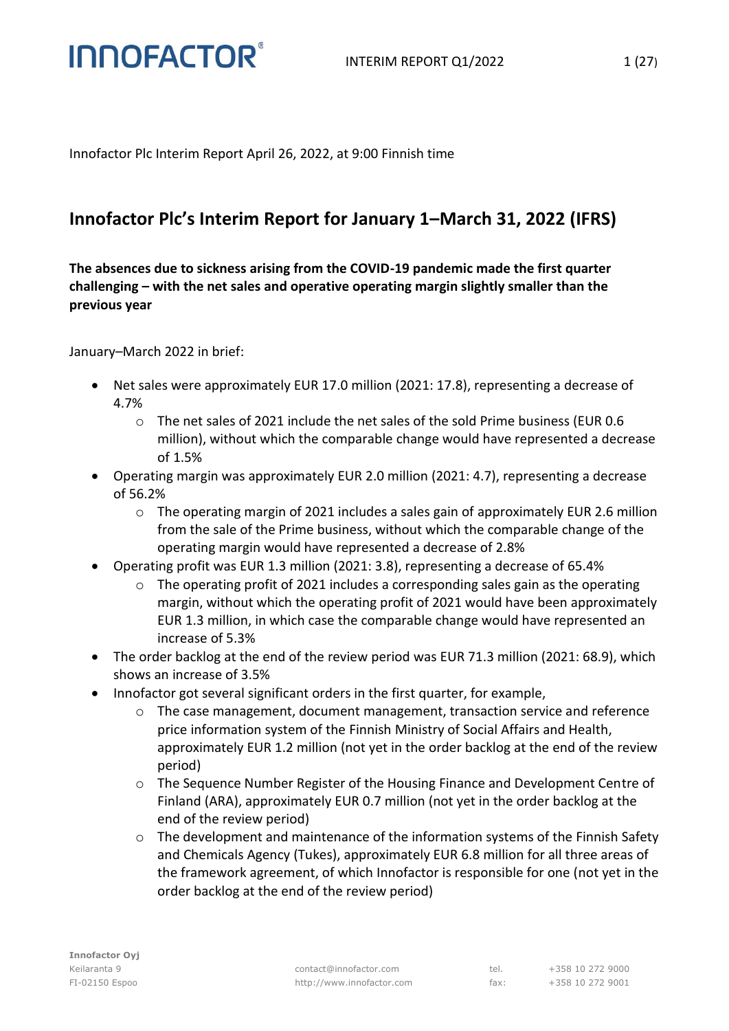Innofactor Plc Interim Report April 26, 2022, at 9:00 Finnish time

# Innofactor Plc's Interim Report for January 1–March 31, 2022 (IFRS)

**The absences due to sickness arising from the COVID-19 pandemic made the first quarter challenging – with the net sales and operative operating margin slightly smaller than the previous year**

January–March 2022 in brief:

- Net sales were approximately EUR 17.0 million (2021: 17.8), representing a decrease of 4.7%
  - The net sales of 2021 include the net sales of the sold Prime business (EUR 0.6 million), without which the comparable change would have represented a decrease of 1.5%
- Operating margin was approximately EUR 2.0 million (2021: 4.7), representing a decrease of 56.2%
  - The operating margin of 2021 includes a sales gain of approximately EUR 2.6 million from the sale of the Prime business, without which the comparable change of the operating margin would have represented a decrease of 2.8%
- Operating profit was EUR 1.3 million (2021: 3.8), representing a decrease of 65.4%
  - The operating profit of 2021 includes a corresponding sales gain as the operating margin, without which the operating profit of 2021 would have been approximately EUR 1.3 million, in which case the comparable change would have represented an increase of 5.3%
- The order backlog at the end of the review period was EUR 71.3 million (2021: 68.9), which shows an increase of 3.5%
- Innofactor got several significant orders in the first quarter, for example,
  - The case management, document management, transaction service and reference price information system of the Finnish Ministry of Social Affairs and Health, approximately EUR 1.2 million (not yet in the order backlog at the end of the review period)
  - The Sequence Number Register of the Housing Finance and Development Centre of Finland (ARA), approximately EUR 0.7 million (not yet in the order backlog at the end of the review period)
  - The development and maintenance of the information systems of the Finnish Safety and Chemicals Agency (Tukes), approximately EUR 6.8 million for all three areas of the framework agreement, of which Innofactor is responsible for one (not yet in the order backlog at the end of the review period)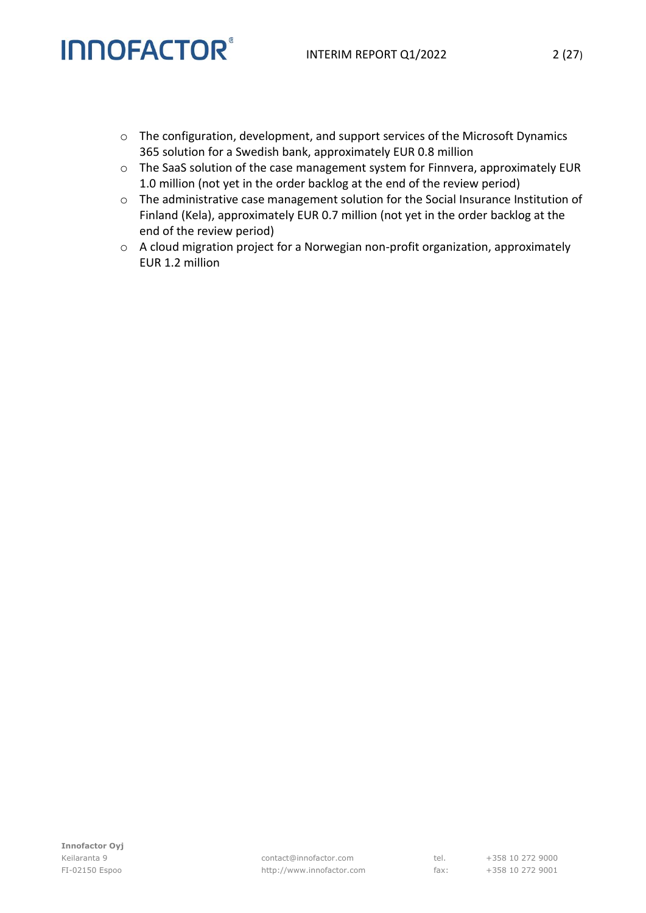- The configuration, development, and support services of the Microsoft Dynamics 365 solution for a Swedish bank, approximately EUR 0.8 million
- The SaaS solution of the case management system for Finnvera, approximately EUR 1.0 million (not yet in the order backlog at the end of the review period)
- The administrative case management solution for the Social Insurance Institution of Finland (Kela), approximately EUR 0.7 million (not yet in the order backlog at the end of the review period)
- A cloud migration project for a Norwegian non-profit organization, approximately EUR 1.2 million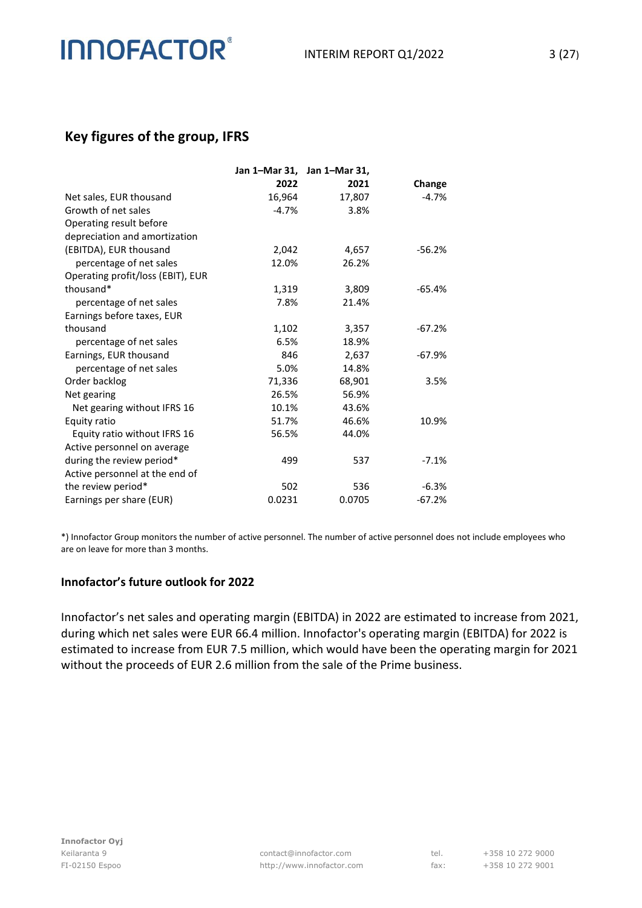## Key figures of the group, IFRS

| | Jan 1–Mar 31, 2022 | Jan 1–Mar 31, 2021 | Change |
|---|---|---|---|
| Net sales, EUR thousand | 16,964 | 17,807 | -4.7% |
| Growth of net sales | -4.7% | 3.8% | |
| Operating result before depreciation and amortization (EBITDA), EUR thousand | 2,042 | 4,657 | -56.2% |
| percentage of net sales | 12.0% | 26.2% | |
| Operating profit/loss (EBIT), EUR thousand* | 1,319 | 3,809 | -65.4% |
| percentage of net sales | 7.8% | 21.4% | |
| Earnings before taxes, EUR thousand | 1,102 | 3,357 | -67.2% |
| percentage of net sales | 6.5% | 18.9% | |
| Earnings, EUR thousand | 846 | 2,637 | -67.9% |
| percentage of net sales | 5.0% | 14.8% | |
| Order backlog | 71,336 | 68,901 | 3.5% |
| Net gearing | 26.5% | 56.9% | |
| Net gearing without IFRS 16 | 10.1% | 43.6% | |
| Equity ratio | 51.7% | 46.6% | 10.9% |
| Equity ratio without IFRS 16 | 56.5% | 44.0% | |
| Active personnel on average during the review period* | 499 | 537 | -7.1% |
| Active personnel at the end of the review period* | 502 | 536 | -6.3% |
| Earnings per share (EUR) | 0.0231 | 0.0705 | -67.2% |

*) Innofactor Group monitors the number of active personnel. The number of active personnel does not include employees who are on leave for more than 3 months.

### Innofactor's future outlook for 2022

Innofactor's net sales and operating margin (EBITDA) in 2022 are estimated to increase from 2021, during which net sales were EUR 66.4 million. Innofactor's operating margin (EBITDA) for 2022 is estimated to increase from EUR 7.5 million, which would have been the operating margin for 2021 without the proceeds of EUR 2.6 million from the sale of the Prime business.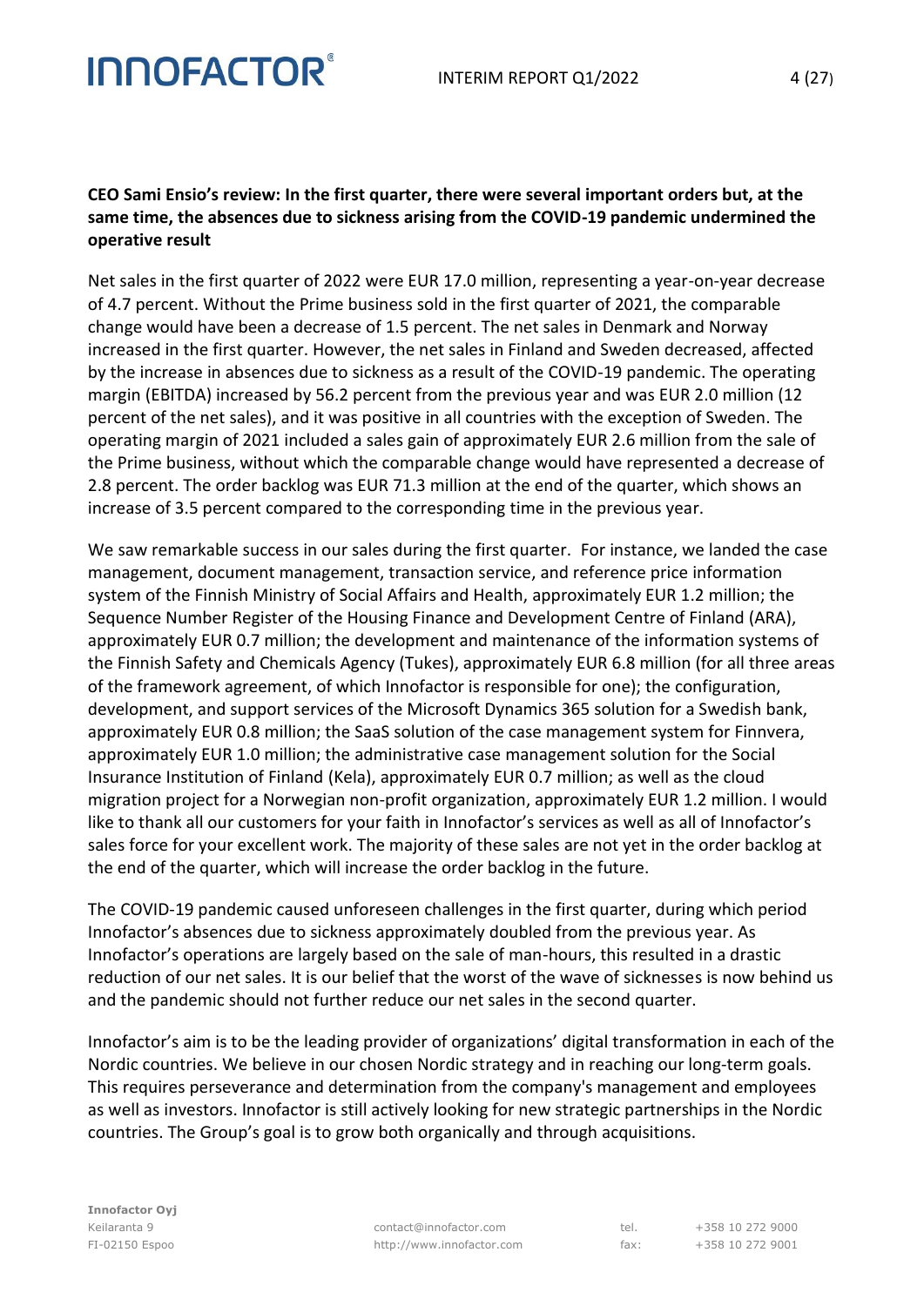**CEO Sami Ensio's review: In the first quarter, there were several important orders but, at the same time, the absences due to sickness arising from the COVID-19 pandemic undermined the operative result**

Net sales in the first quarter of 2022 were EUR 17.0 million, representing a year-on-year decrease of 4.7 percent. Without the Prime business sold in the first quarter of 2021, the comparable change would have been a decrease of 1.5 percent. The net sales in Denmark and Norway increased in the first quarter. However, the net sales in Finland and Sweden decreased, affected by the increase in absences due to sickness as a result of the COVID-19 pandemic. The operating margin (EBITDA) increased by 56.2 percent from the previous year and was EUR 2.0 million (12 percent of the net sales), and it was positive in all countries with the exception of Sweden. The operating margin of 2021 included a sales gain of approximately EUR 2.6 million from the sale of the Prime business, without which the comparable change would have represented a decrease of 2.8 percent. The order backlog was EUR 71.3 million at the end of the quarter, which shows an increase of 3.5 percent compared to the corresponding time in the previous year.

We saw remarkable success in our sales during the first quarter. For instance, we landed the case management, document management, transaction service, and reference price information system of the Finnish Ministry of Social Affairs and Health, approximately EUR 1.2 million; the Sequence Number Register of the Housing Finance and Development Centre of Finland (ARA), approximately EUR 0.7 million; the development and maintenance of the information systems of the Finnish Safety and Chemicals Agency (Tukes), approximately EUR 6.8 million (for all three areas of the framework agreement, of which Innofactor is responsible for one); the configuration, development, and support services of the Microsoft Dynamics 365 solution for a Swedish bank, approximately EUR 0.8 million; the SaaS solution of the case management system for Finnvera, approximately EUR 1.0 million; the administrative case management solution for the Social Insurance Institution of Finland (Kela), approximately EUR 0.7 million; as well as the cloud migration project for a Norwegian non-profit organization, approximately EUR 1.2 million. I would like to thank all our customers for your faith in Innofactor's services as well as all of Innofactor's sales force for your excellent work. The majority of these sales are not yet in the order backlog at the end of the quarter, which will increase the order backlog in the future.

The COVID-19 pandemic caused unforeseen challenges in the first quarter, during which period Innofactor's absences due to sickness approximately doubled from the previous year. As Innofactor's operations are largely based on the sale of man-hours, this resulted in a drastic reduction of our net sales. It is our belief that the worst of the wave of sicknesses is now behind us and the pandemic should not further reduce our net sales in the second quarter.

Innofactor's aim is to be the leading provider of organizations' digital transformation in each of the Nordic countries. We believe in our chosen Nordic strategy and in reaching our long-term goals. This requires perseverance and determination from the company's management and employees as well as investors. Innofactor is still actively looking for new strategic partnerships in the Nordic countries. The Group's goal is to grow both organically and through acquisitions.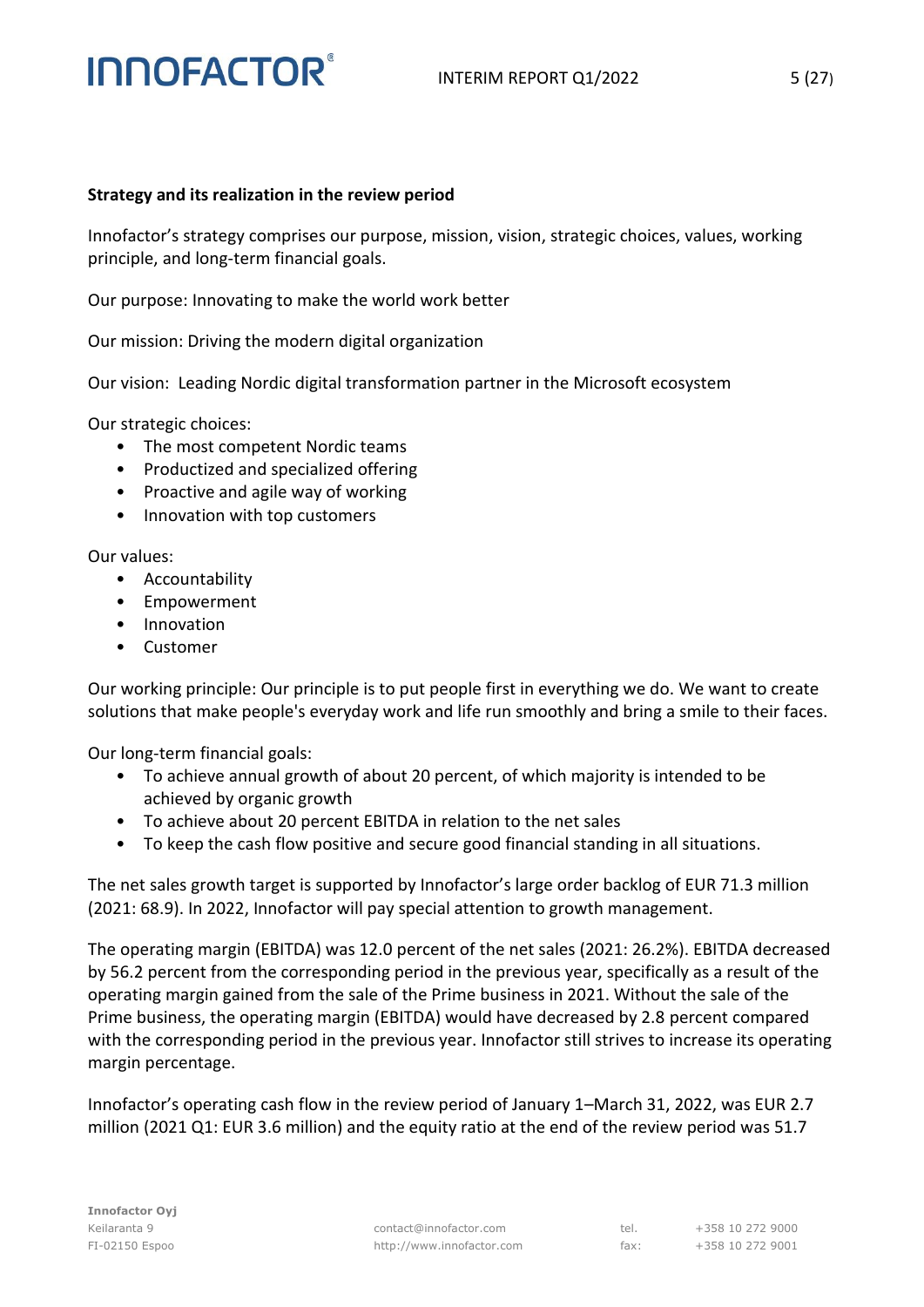**Strategy and its realization in the review period**

Innofactor's strategy comprises our purpose, mission, vision, strategic choices, values, working principle, and long-term financial goals.

Our purpose: Innovating to make the world work better

Our mission: Driving the modern digital organization

Our vision: Leading Nordic digital transformation partner in the Microsoft ecosystem

Our strategic choices:

- The most competent Nordic teams
- Productized and specialized offering
- Proactive and agile way of working
- Innovation with top customers

Our values:

- Accountability
- Empowerment
- Innovation
- Customer

Our working principle: Our principle is to put people first in everything we do. We want to create solutions that make people's everyday work and life run smoothly and bring a smile to their faces.

Our long-term financial goals:

- To achieve annual growth of about 20 percent, of which majority is intended to be achieved by organic growth
- To achieve about 20 percent EBITDA in relation to the net sales
- To keep the cash flow positive and secure good financial standing in all situations.

The net sales growth target is supported by Innofactor's large order backlog of EUR 71.3 million (2021: 68.9). In 2022, Innofactor will pay special attention to growth management.

The operating margin (EBITDA) was 12.0 percent of the net sales (2021: 26.2%). EBITDA decreased by 56.2 percent from the corresponding period in the previous year, specifically as a result of the operating margin gained from the sale of the Prime business in 2021. Without the sale of the Prime business, the operating margin (EBITDA) would have decreased by 2.8 percent compared with the corresponding period in the previous year. Innofactor still strives to increase its operating margin percentage.

Innofactor's operating cash flow in the review period of January 1–March 31, 2022, was EUR 2.7 million (2021 Q1: EUR 3.6 million) and the equity ratio at the end of the review period was 51.7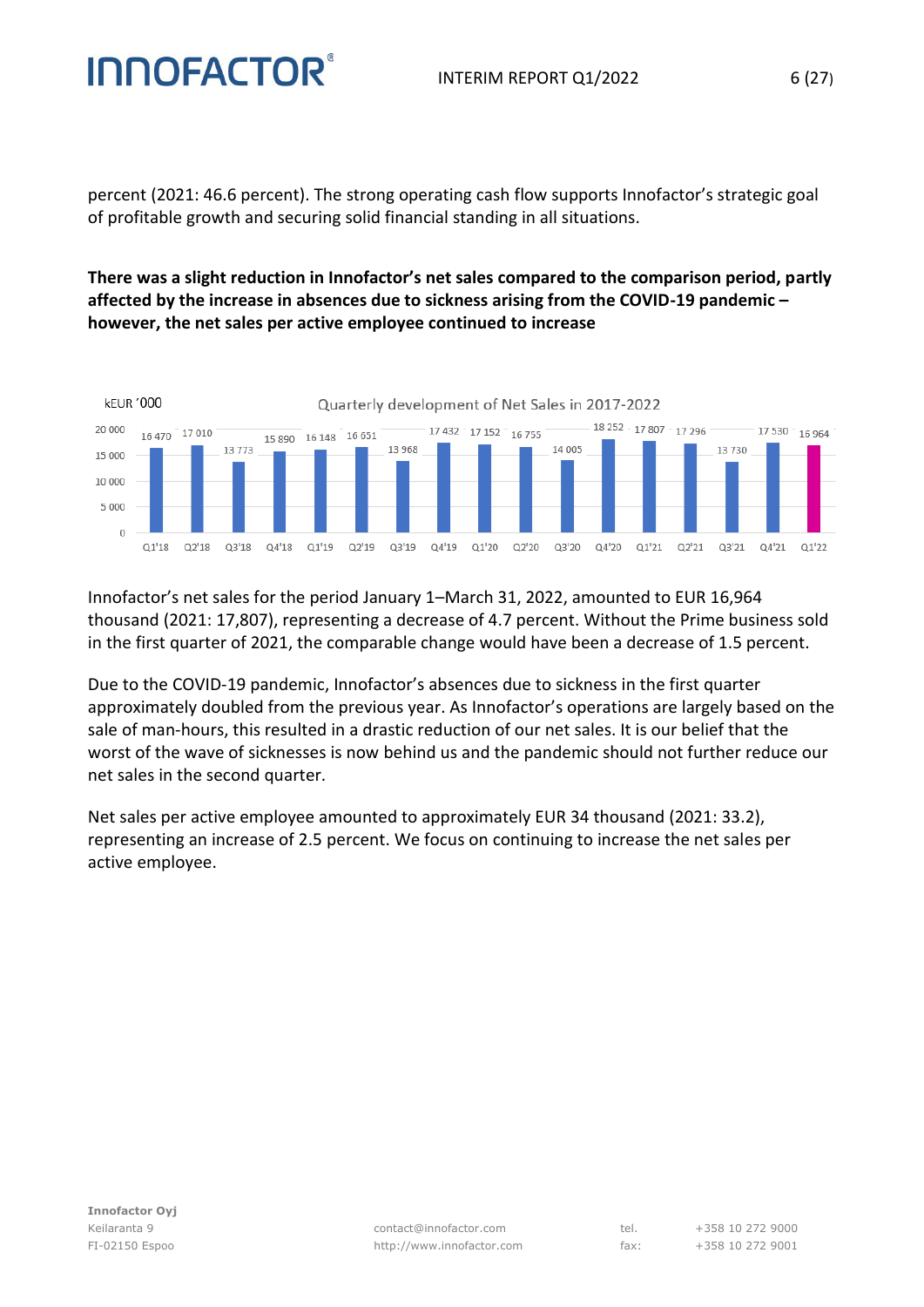percent (2021: 46.6 percent). The strong operating cash flow supports Innofactor's strategic goal of profitable growth and securing solid financial standing in all situations.

**There was a slight reduction in Innofactor's net sales compared to the comparison period, partly affected by the increase in absences due to sickness arising from the COVID-19 pandemic – however, the net sales per active employee continued to increase**

Quarterly development of Net Sales in 2017-2022

kEUR ´000

| Quarter | Net Sales |
|---|---|
| Q1'18 | 16 470 |
| Q2'18 | 17 010 |
| Q3'18 | 13 773 |
| Q4'18 | 15 890 |
| Q1'19 | 16 148 |
| Q2'19 | 16 651 |
| Q3'19 | 13 968 |
| Q4'19 | 17 432 |
| Q1'20 | 17 152 |
| Q2'20 | 16 755 |
| Q3'20 | 14 005 |
| Q4'20 | 18 252 |
| Q1'21 | 17 807 |
| Q2'21 | 17 296 |
| Q3'21 | 13 730 |
| Q4'21 | 17 530 |
| Q1'22 | 16 964 |

Innofactor's net sales for the period January 1–March 31, 2022, amounted to EUR 16,964 thousand (2021: 17,807), representing a decrease of 4.7 percent. Without the Prime business sold in the first quarter of 2021, the comparable change would have been a decrease of 1.5 percent.

Due to the COVID-19 pandemic, Innofactor's absences due to sickness in the first quarter approximately doubled from the previous year. As Innofactor's operations are largely based on the sale of man-hours, this resulted in a drastic reduction of our net sales. It is our belief that the worst of the wave of sicknesses is now behind us and the pandemic should not further reduce our net sales in the second quarter.

Net sales per active employee amounted to approximately EUR 34 thousand (2021: 33.2), representing an increase of 2.5 percent. We focus on continuing to increase the net sales per active employee.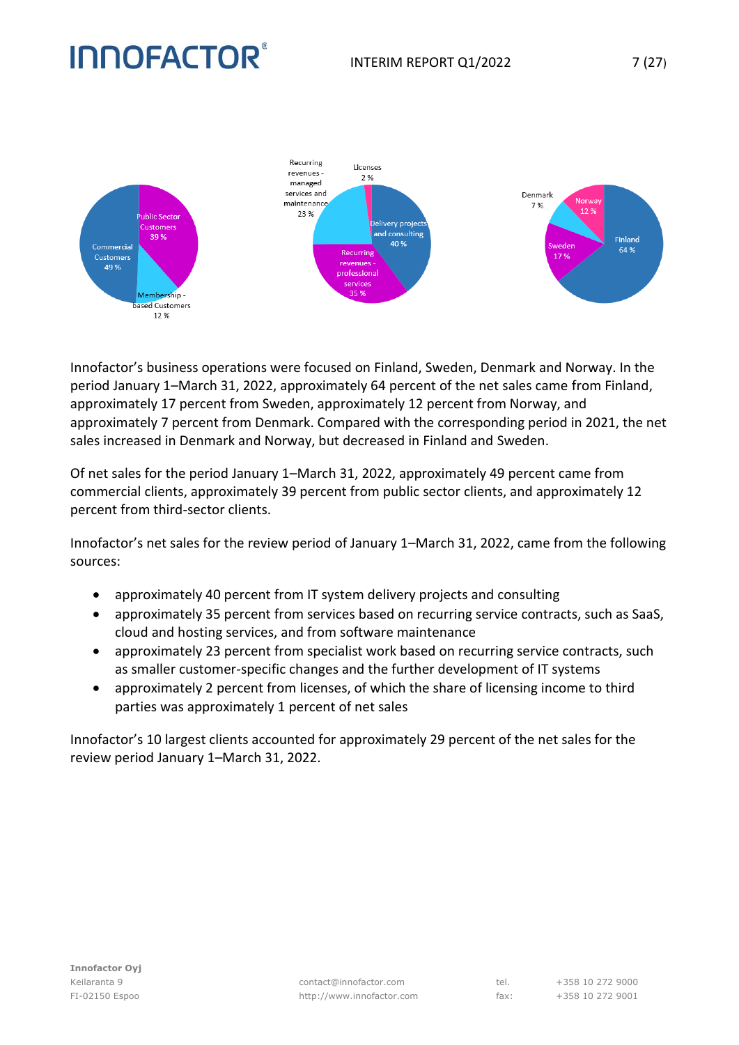Innofactor's business operations were focused on Finland, Sweden, Denmark and Norway. In the period January 1–March 31, 2022, approximately 64 percent of the net sales came from Finland, approximately 17 percent from Sweden, approximately 12 percent from Norway, and approximately 7 percent from Denmark. Compared with the corresponding period in 2021, the net sales increased in Denmark and Norway, but decreased in Finland and Sweden.

Of net sales for the period January 1–March 31, 2022, approximately 49 percent came from commercial clients, approximately 39 percent from public sector clients, and approximately 12 percent from third-sector clients.

Innofactor's net sales for the review period of January 1–March 31, 2022, came from the following sources:

- approximately 40 percent from IT system delivery projects and consulting
- approximately 35 percent from services based on recurring service contracts, such as SaaS, cloud and hosting services, and from software maintenance
- approximately 23 percent from specialist work based on recurring service contracts, such as smaller customer-specific changes and the further development of IT systems
- approximately 2 percent from licenses, of which the share of licensing income to third parties was approximately 1 percent of net sales

Innofactor's 10 largest clients accounted for approximately 29 percent of the net sales for the review period January 1–March 31, 2022.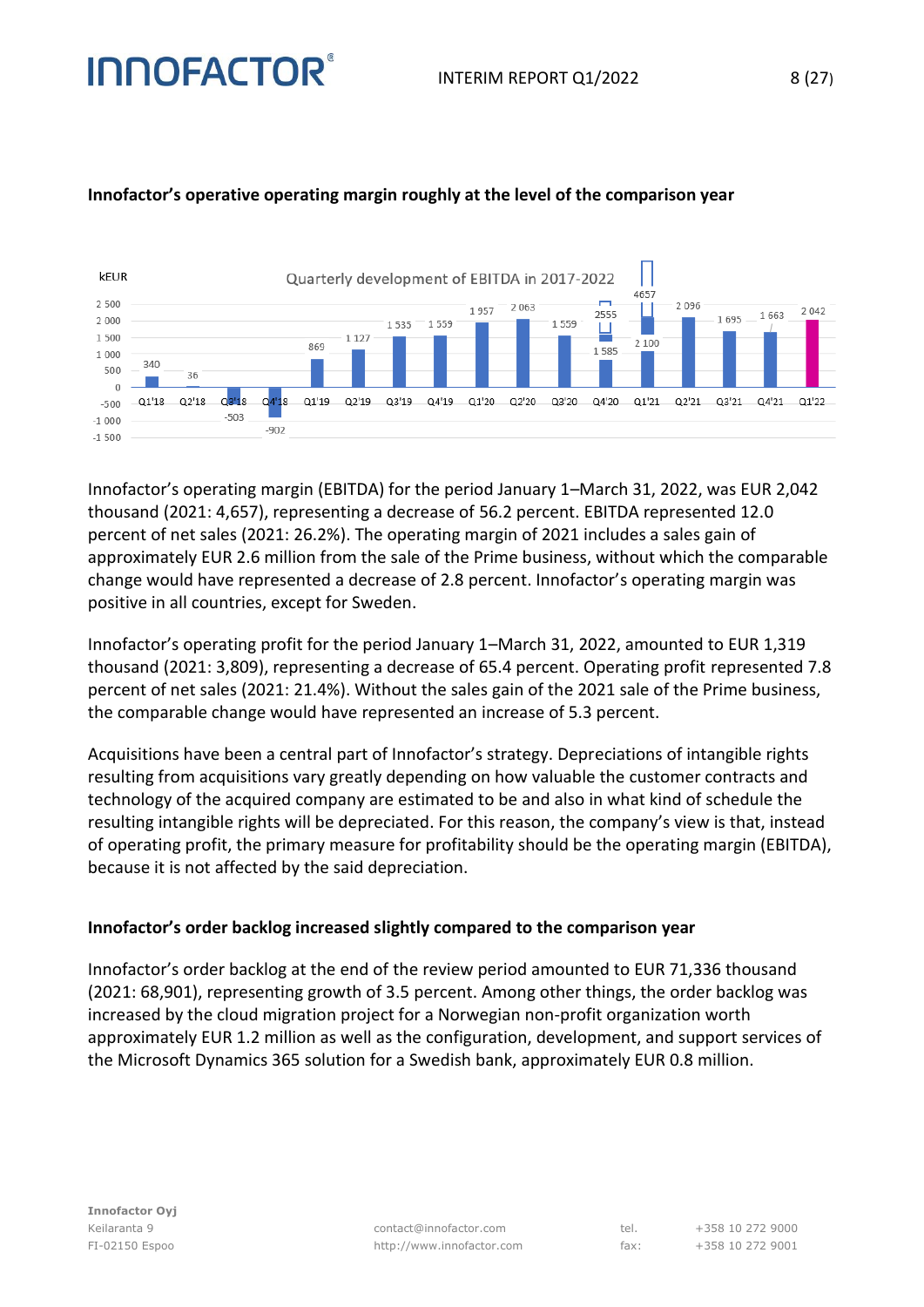### Innofactor's operative operating margin roughly at the level of the comparison year

Innofactor's operating margin (EBITDA) for the period January 1–March 31, 2022, was EUR 2,042 thousand (2021: 4,657), representing a decrease of 56.2 percent. EBITDA represented 12.0 percent of net sales (2021: 26.2%). The operating margin of 2021 includes a sales gain of approximately EUR 2.6 million from the sale of the Prime business, without which the comparable change would have represented a decrease of 2.8 percent. Innofactor's operating margin was positive in all countries, except for Sweden.

Innofactor's operating profit for the period January 1–March 31, 2022, amounted to EUR 1,319 thousand (2021: 3,809), representing a decrease of 65.4 percent. Operating profit represented 7.8 percent of net sales (2021: 21.4%). Without the sales gain of the 2021 sale of the Prime business, the comparable change would have represented an increase of 5.3 percent.

Acquisitions have been a central part of Innofactor's strategy. Depreciations of intangible rights resulting from acquisitions vary greatly depending on how valuable the customer contracts and technology of the acquired company are estimated to be and also in what kind of schedule the resulting intangible rights will be depreciated. For this reason, the company's view is that, instead of operating profit, the primary measure for profitability should be the operating margin (EBITDA), because it is not affected by the said depreciation.

### Innofactor's order backlog increased slightly compared to the comparison year

Innofactor's order backlog at the end of the review period amounted to EUR 71,336 thousand (2021: 68,901), representing growth of 3.5 percent. Among other things, the order backlog was increased by the cloud migration project for a Norwegian non-profit organization worth approximately EUR 1.2 million as well as the configuration, development, and support services of the Microsoft Dynamics 365 solution for a Swedish bank, approximately EUR 0.8 million.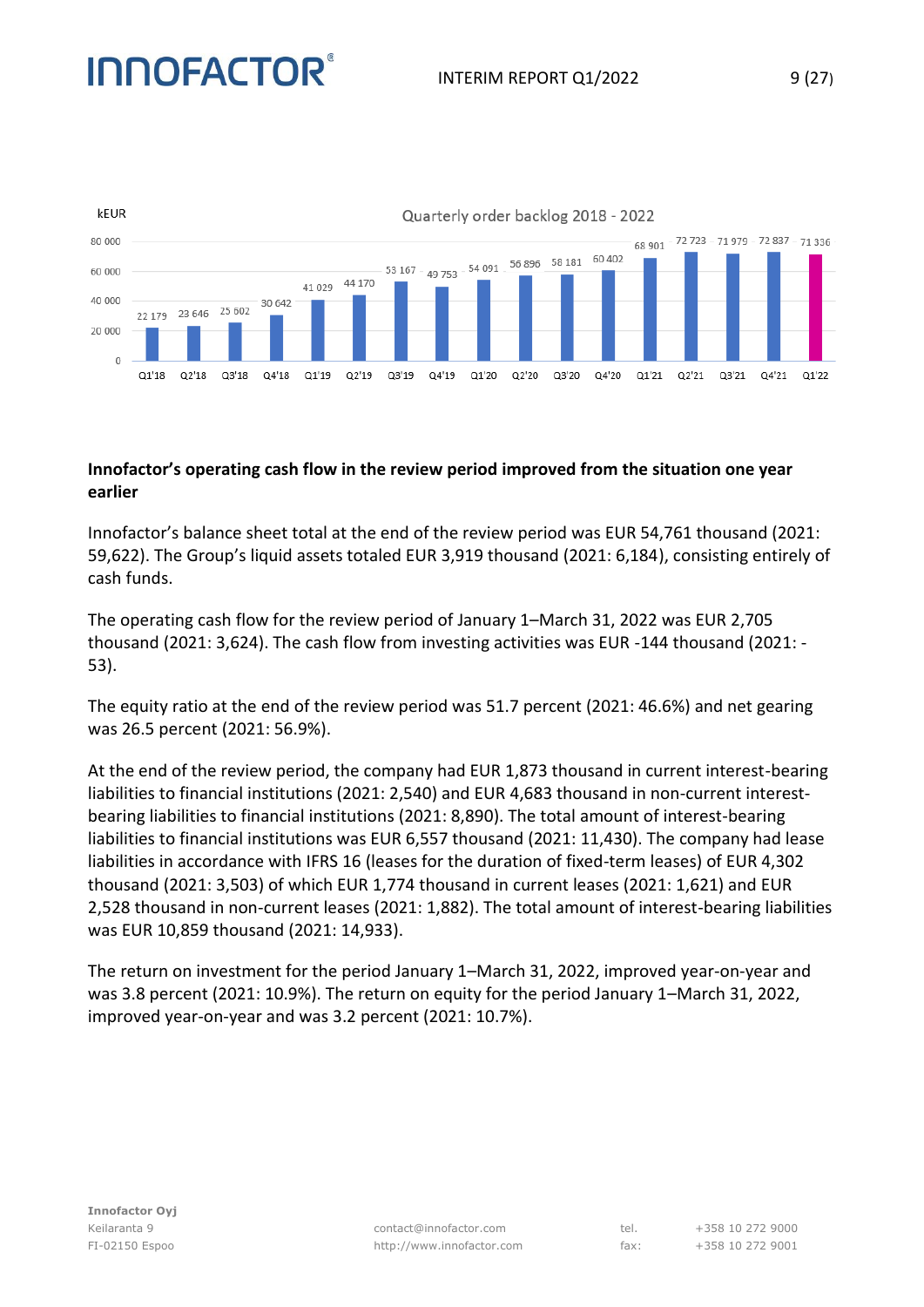kEUR

Quarterly order backlog 2018 - 2022

| Quarter | kEUR |
| --- | --- |
| Q1'18 | 22 179 |
| Q2'18 | 23 646 |
| Q3'18 | 25 602 |
| Q4'18 | 30 642 |
| Q1'19 | 41 029 |
| Q2'19 | 44 170 |
| Q3'19 | 53 167 |
| Q4'19 | 49 753 |
| Q1'20 | 54 091 |
| Q2'20 | 56 896 |
| Q3'20 | 58 181 |
| Q4'20 | 60 402 |
| Q1'21 | 68 901 |
| Q2'21 | 72 723 |
| Q3'21 | 71 979 |
| Q4'21 | 72 837 |
| Q1'22 | 71 336 |

**Innofactor's operating cash flow in the review period improved from the situation one year earlier**

Innofactor's balance sheet total at the end of the review period was EUR 54,761 thousand (2021: 59,622). The Group's liquid assets totaled EUR 3,919 thousand (2021: 6,184), consisting entirely of cash funds.

The operating cash flow for the review period of January 1–March 31, 2022 was EUR 2,705 thousand (2021: 3,624). The cash flow from investing activities was EUR -144 thousand (2021: -53).

The equity ratio at the end of the review period was 51.7 percent (2021: 46.6%) and net gearing was 26.5 percent (2021: 56.9%).

At the end of the review period, the company had EUR 1,873 thousand in current interest-bearing liabilities to financial institutions (2021: 2,540) and EUR 4,683 thousand in non-current interest-bearing liabilities to financial institutions (2021: 8,890). The total amount of interest-bearing liabilities to financial institutions was EUR 6,557 thousand (2021: 11,430). The company had lease liabilities in accordance with IFRS 16 (leases for the duration of fixed-term leases) of EUR 4,302 thousand (2021: 3,503) of which EUR 1,774 thousand in current leases (2021: 1,621) and EUR 2,528 thousand in non-current leases (2021: 1,882). The total amount of interest-bearing liabilities was EUR 10,859 thousand (2021: 14,933).

The return on investment for the period January 1–March 31, 2022, improved year-on-year and was 3.8 percent (2021: 10.9%). The return on equity for the period January 1–March 31, 2022, improved year-on-year and was 3.2 percent (2021: 10.7%).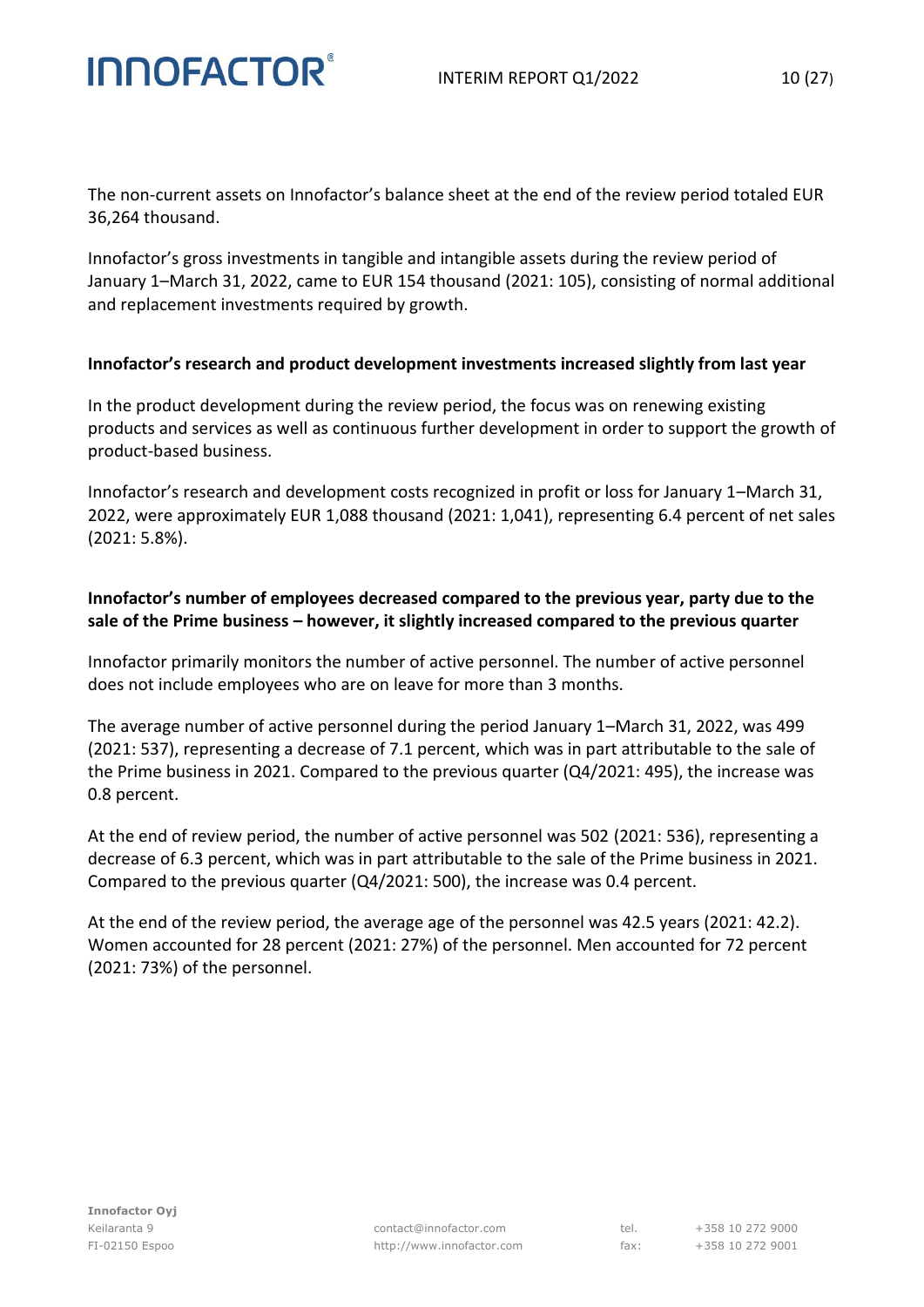The non-current assets on Innofactor's balance sheet at the end of the review period totaled EUR 36,264 thousand.

Innofactor's gross investments in tangible and intangible assets during the review period of January 1–March 31, 2022, came to EUR 154 thousand (2021: 105), consisting of normal additional and replacement investments required by growth.

**Innofactor's research and product development investments increased slightly from last year**

In the product development during the review period, the focus was on renewing existing products and services as well as continuous further development in order to support the growth of product-based business.

Innofactor's research and development costs recognized in profit or loss for January 1–March 31, 2022, were approximately EUR 1,088 thousand (2021: 1,041), representing 6.4 percent of net sales (2021: 5.8%).

**Innofactor's number of employees decreased compared to the previous year, party due to the sale of the Prime business – however, it slightly increased compared to the previous quarter**

Innofactor primarily monitors the number of active personnel. The number of active personnel does not include employees who are on leave for more than 3 months.

The average number of active personnel during the period January 1–March 31, 2022, was 499 (2021: 537), representing a decrease of 7.1 percent, which was in part attributable to the sale of the Prime business in 2021. Compared to the previous quarter (Q4/2021: 495), the increase was 0.8 percent.

At the end of review period, the number of active personnel was 502 (2021: 536), representing a decrease of 6.3 percent, which was in part attributable to the sale of the Prime business in 2021. Compared to the previous quarter (Q4/2021: 500), the increase was 0.4 percent.

At the end of the review period, the average age of the personnel was 42.5 years (2021: 42.2). Women accounted for 28 percent (2021: 27%) of the personnel. Men accounted for 72 percent (2021: 73%) of the personnel.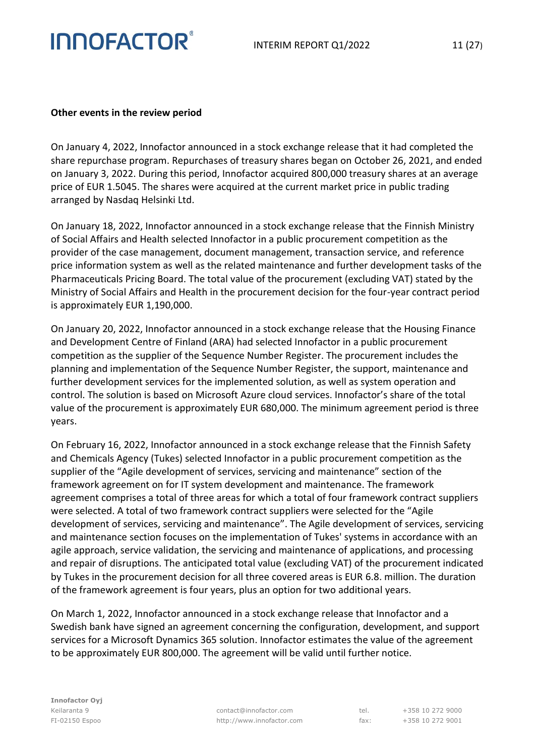**Other events in the review period**

On January 4, 2022, Innofactor announced in a stock exchange release that it had completed the share repurchase program. Repurchases of treasury shares began on October 26, 2021, and ended on January 3, 2022. During this period, Innofactor acquired 800,000 treasury shares at an average price of EUR 1.5045. The shares were acquired at the current market price in public trading arranged by Nasdaq Helsinki Ltd.

On January 18, 2022, Innofactor announced in a stock exchange release that the Finnish Ministry of Social Affairs and Health selected Innofactor in a public procurement competition as the provider of the case management, document management, transaction service, and reference price information system as well as the related maintenance and further development tasks of the Pharmaceuticals Pricing Board. The total value of the procurement (excluding VAT) stated by the Ministry of Social Affairs and Health in the procurement decision for the four-year contract period is approximately EUR 1,190,000.

On January 20, 2022, Innofactor announced in a stock exchange release that the Housing Finance and Development Centre of Finland (ARA) had selected Innofactor in a public procurement competition as the supplier of the Sequence Number Register. The procurement includes the planning and implementation of the Sequence Number Register, the support, maintenance and further development services for the implemented solution, as well as system operation and control. The solution is based on Microsoft Azure cloud services. Innofactor's share of the total value of the procurement is approximately EUR 680,000. The minimum agreement period is three years.

On February 16, 2022, Innofactor announced in a stock exchange release that the Finnish Safety and Chemicals Agency (Tukes) selected Innofactor in a public procurement competition as the supplier of the "Agile development of services, servicing and maintenance" section of the framework agreement on for IT system development and maintenance. The framework agreement comprises a total of three areas for which a total of four framework contract suppliers were selected. A total of two framework contract suppliers were selected for the "Agile development of services, servicing and maintenance". The Agile development of services, servicing and maintenance section focuses on the implementation of Tukes' systems in accordance with an agile approach, service validation, the servicing and maintenance of applications, and processing and repair of disruptions. The anticipated total value (excluding VAT) of the procurement indicated by Tukes in the procurement decision for all three covered areas is EUR 6.8. million. The duration of the framework agreement is four years, plus an option for two additional years.

On March 1, 2022, Innofactor announced in a stock exchange release that Innofactor and a Swedish bank have signed an agreement concerning the configuration, development, and support services for a Microsoft Dynamics 365 solution. Innofactor estimates the value of the agreement to be approximately EUR 800,000. The agreement will be valid until further notice.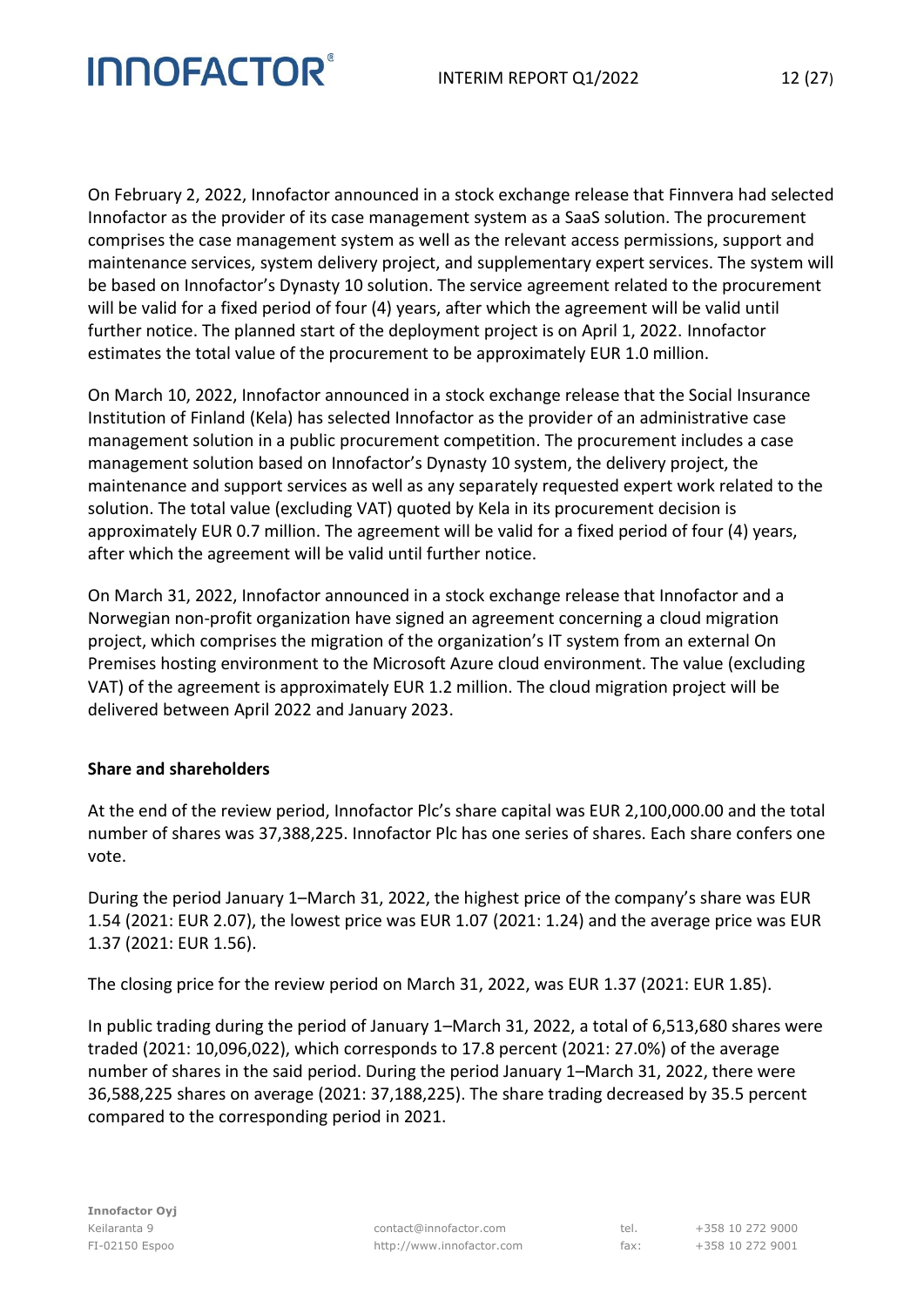On February 2, 2022, Innofactor announced in a stock exchange release that Finnvera had selected Innofactor as the provider of its case management system as a SaaS solution. The procurement comprises the case management system as well as the relevant access permissions, support and maintenance services, system delivery project, and supplementary expert services. The system will be based on Innofactor's Dynasty 10 solution. The service agreement related to the procurement will be valid for a fixed period of four (4) years, after which the agreement will be valid until further notice. The planned start of the deployment project is on April 1, 2022. Innofactor estimates the total value of the procurement to be approximately EUR 1.0 million.

On March 10, 2022, Innofactor announced in a stock exchange release that the Social Insurance Institution of Finland (Kela) has selected Innofactor as the provider of an administrative case management solution in a public procurement competition. The procurement includes a case management solution based on Innofactor's Dynasty 10 system, the delivery project, the maintenance and support services as well as any separately requested expert work related to the solution. The total value (excluding VAT) quoted by Kela in its procurement decision is approximately EUR 0.7 million. The agreement will be valid for a fixed period of four (4) years, after which the agreement will be valid until further notice.

On March 31, 2022, Innofactor announced in a stock exchange release that Innofactor and a Norwegian non-profit organization have signed an agreement concerning a cloud migration project, which comprises the migration of the organization's IT system from an external On Premises hosting environment to the Microsoft Azure cloud environment. The value (excluding VAT) of the agreement is approximately EUR 1.2 million. The cloud migration project will be delivered between April 2022 and January 2023.

**Share and shareholders**

At the end of the review period, Innofactor Plc's share capital was EUR 2,100,000.00 and the total number of shares was 37,388,225. Innofactor Plc has one series of shares. Each share confers one vote.

During the period January 1–March 31, 2022, the highest price of the company's share was EUR 1.54 (2021: EUR 2.07), the lowest price was EUR 1.07 (2021: 1.24) and the average price was EUR 1.37 (2021: EUR 1.56).

The closing price for the review period on March 31, 2022, was EUR 1.37 (2021: EUR 1.85).

In public trading during the period of January 1–March 31, 2022, a total of 6,513,680 shares were traded (2021: 10,096,022), which corresponds to 17.8 percent (2021: 27.0%) of the average number of shares in the said period. During the period January 1–March 31, 2022, there were 36,588,225 shares on average (2021: 37,188,225). The share trading decreased by 35.5 percent compared to the corresponding period in 2021.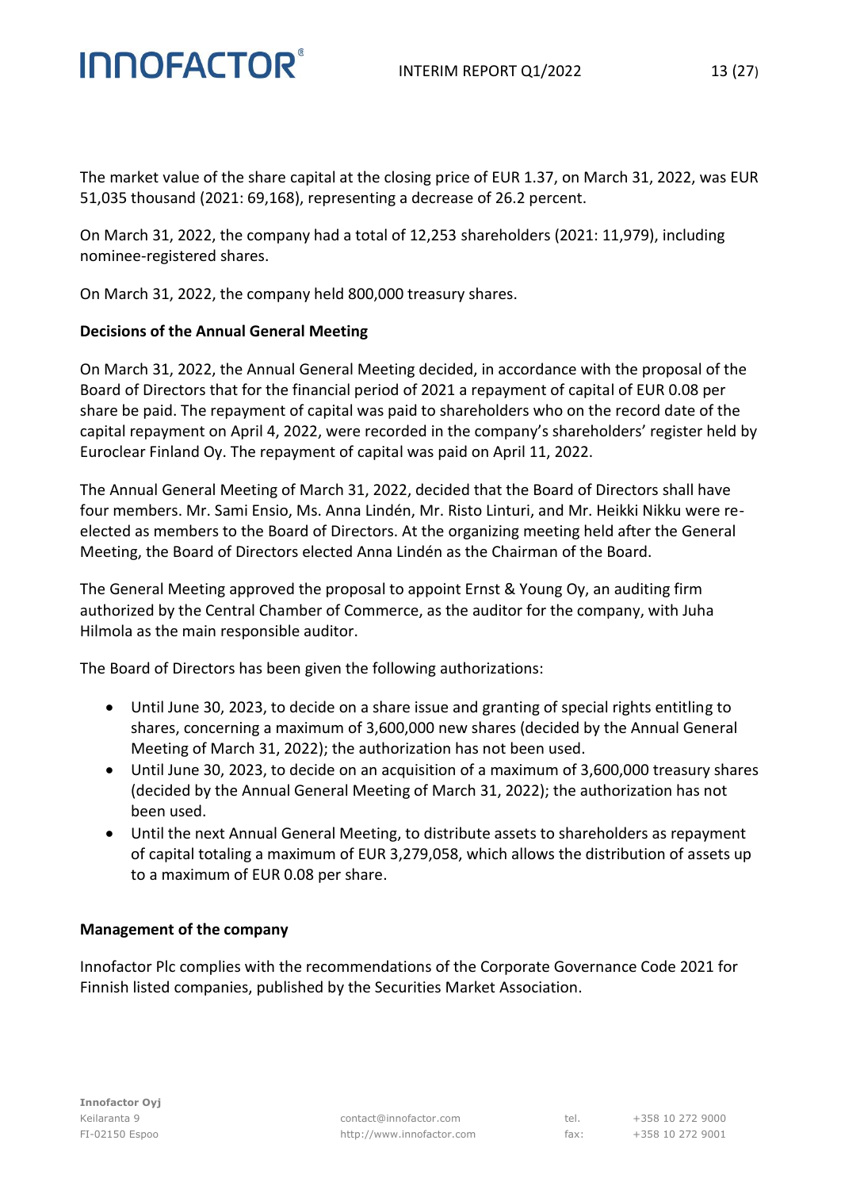The market value of the share capital at the closing price of EUR 1.37, on March 31, 2022, was EUR 51,035 thousand (2021: 69,168), representing a decrease of 26.2 percent.

On March 31, 2022, the company had a total of 12,253 shareholders (2021: 11,979), including nominee-registered shares.

On March 31, 2022, the company held 800,000 treasury shares.

**Decisions of the Annual General Meeting**

On March 31, 2022, the Annual General Meeting decided, in accordance with the proposal of the Board of Directors that for the financial period of 2021 a repayment of capital of EUR 0.08 per share be paid. The repayment of capital was paid to shareholders who on the record date of the capital repayment on April 4, 2022, were recorded in the company's shareholders' register held by Euroclear Finland Oy. The repayment of capital was paid on April 11, 2022.

The Annual General Meeting of March 31, 2022, decided that the Board of Directors shall have four members. Mr. Sami Ensio, Ms. Anna Lindén, Mr. Risto Linturi, and Mr. Heikki Nikku were re-elected as members to the Board of Directors. At the organizing meeting held after the General Meeting, the Board of Directors elected Anna Lindén as the Chairman of the Board.

The General Meeting approved the proposal to appoint Ernst & Young Oy, an auditing firm authorized by the Central Chamber of Commerce, as the auditor for the company, with Juha Hilmola as the main responsible auditor.

The Board of Directors has been given the following authorizations:

- Until June 30, 2023, to decide on a share issue and granting of special rights entitling to shares, concerning a maximum of 3,600,000 new shares (decided by the Annual General Meeting of March 31, 2022); the authorization has not been used.
- Until June 30, 2023, to decide on an acquisition of a maximum of 3,600,000 treasury shares (decided by the Annual General Meeting of March 31, 2022); the authorization has not been used.
- Until the next Annual General Meeting, to distribute assets to shareholders as repayment of capital totaling a maximum of EUR 3,279,058, which allows the distribution of assets up to a maximum of EUR 0.08 per share.

**Management of the company**

Innofactor Plc complies with the recommendations of the Corporate Governance Code 2021 for Finnish listed companies, published by the Securities Market Association.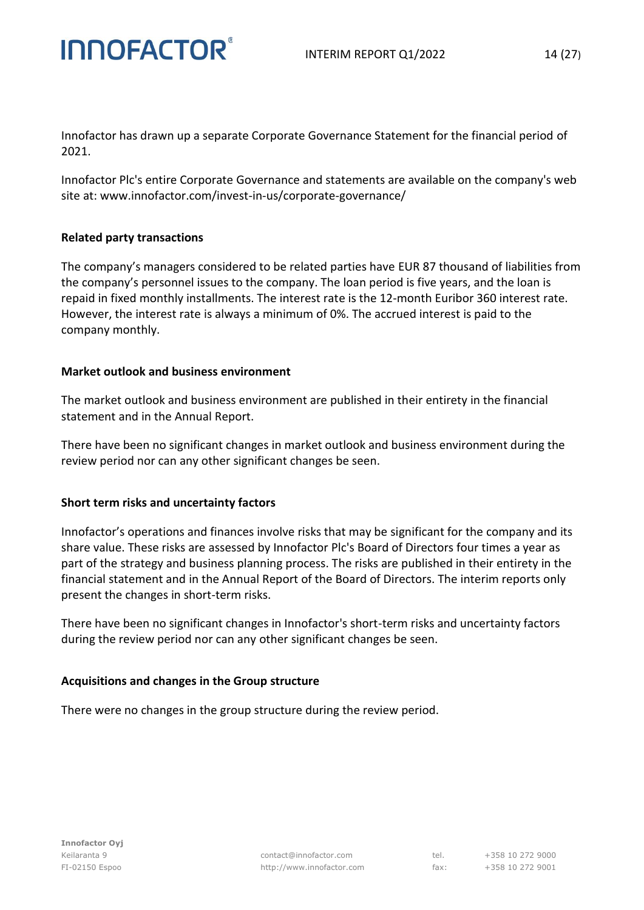Innofactor has drawn up a separate Corporate Governance Statement for the financial period of 2021.

Innofactor Plc's entire Corporate Governance and statements are available on the company's web site at: www.innofactor.com/invest-in-us/corporate-governance/

**Related party transactions**

The company's managers considered to be related parties have EUR 87 thousand of liabilities from the company's personnel issues to the company. The loan period is five years, and the loan is repaid in fixed monthly installments. The interest rate is the 12-month Euribor 360 interest rate. However, the interest rate is always a minimum of 0%. The accrued interest is paid to the company monthly.

**Market outlook and business environment**

The market outlook and business environment are published in their entirety in the financial statement and in the Annual Report.

There have been no significant changes in market outlook and business environment during the review period nor can any other significant changes be seen.

**Short term risks and uncertainty factors**

Innofactor's operations and finances involve risks that may be significant for the company and its share value. These risks are assessed by Innofactor Plc's Board of Directors four times a year as part of the strategy and business planning process. The risks are published in their entirety in the financial statement and in the Annual Report of the Board of Directors. The interim reports only present the changes in short-term risks.

There have been no significant changes in Innofactor's short-term risks and uncertainty factors during the review period nor can any other significant changes be seen.

**Acquisitions and changes in the Group structure**

There were no changes in the group structure during the review period.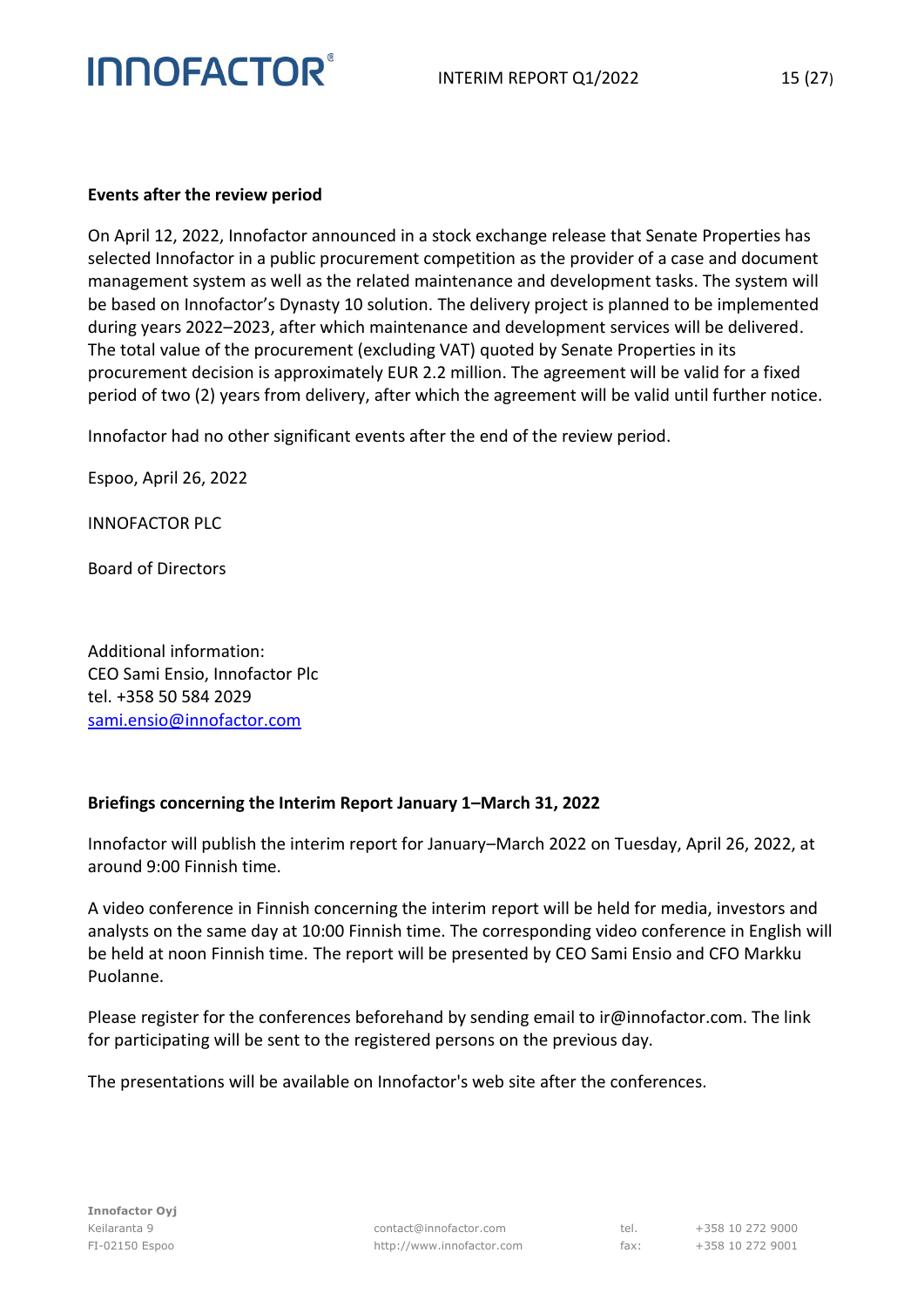**Events after the review period**

On April 12, 2022, Innofactor announced in a stock exchange release that Senate Properties has selected Innofactor in a public procurement competition as the provider of a case and document management system as well as the related maintenance and development tasks. The system will be based on Innofactor's Dynasty 10 solution. The delivery project is planned to be implemented during years 2022–2023, after which maintenance and development services will be delivered. The total value of the procurement (excluding VAT) quoted by Senate Properties in its procurement decision is approximately EUR 2.2 million. The agreement will be valid for a fixed period of two (2) years from delivery, after which the agreement will be valid until further notice.

Innofactor had no other significant events after the end of the review period.

Espoo, April 26, 2022

INNOFACTOR PLC

Board of Directors

Additional information:
CEO Sami Ensio, Innofactor Plc
tel. +358 50 584 2029
sami.ensio@innofactor.com

**Briefings concerning the Interim Report January 1–March 31, 2022**

Innofactor will publish the interim report for January–March 2022 on Tuesday, April 26, 2022, at around 9:00 Finnish time.

A video conference in Finnish concerning the interim report will be held for media, investors and analysts on the same day at 10:00 Finnish time. The corresponding video conference in English will be held at noon Finnish time. The report will be presented by CEO Sami Ensio and CFO Markku Puolanne.

Please register for the conferences beforehand by sending email to ir@innofactor.com. The link for participating will be sent to the registered persons on the previous day.

The presentations will be available on Innofactor's web site after the conferences.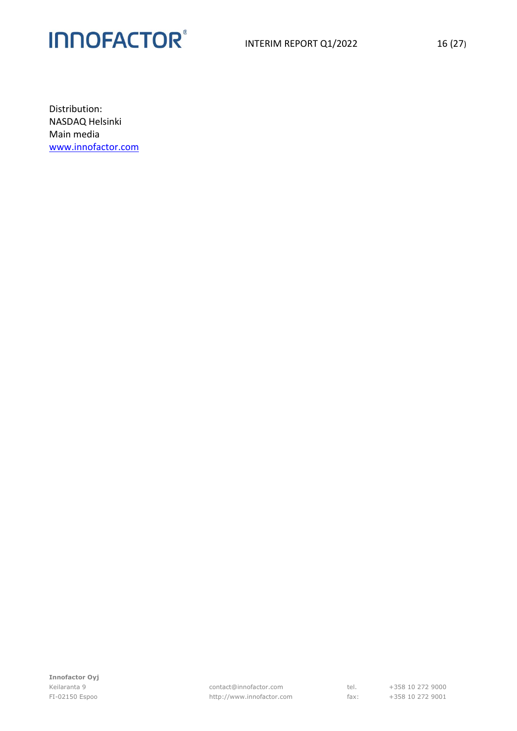Distribution:
NASDAQ Helsinki
Main media
[www.innofactor.com](http://www.innofactor.com)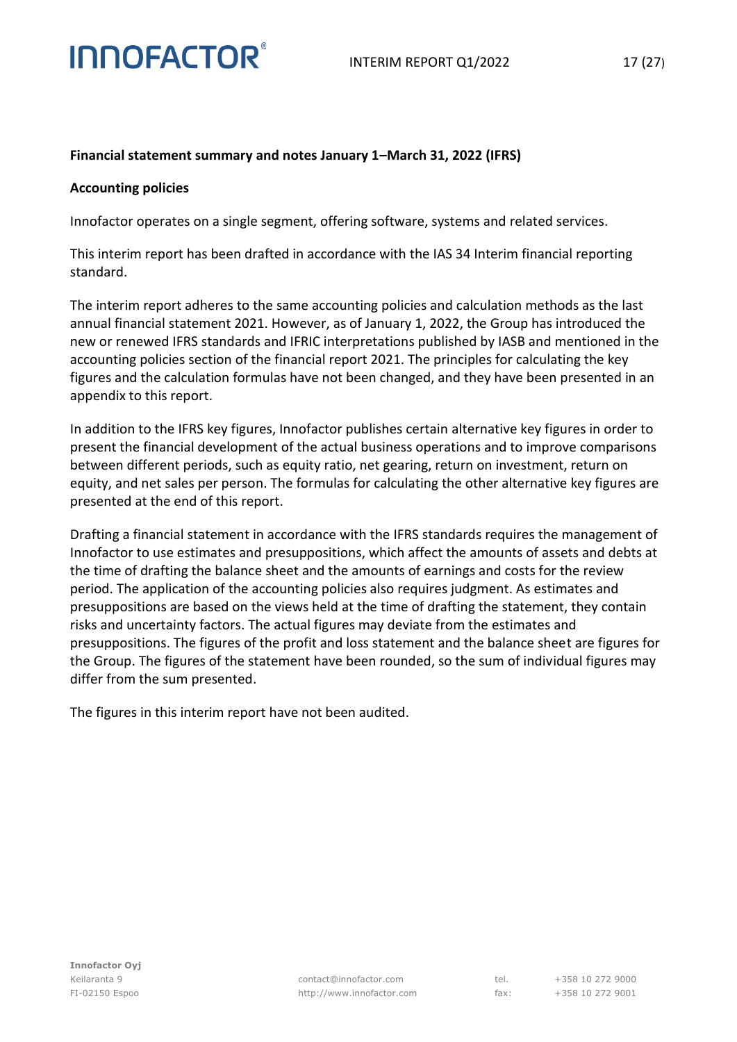**Financial statement summary and notes January 1–March 31, 2022 (IFRS)**

**Accounting policies**

Innofactor operates on a single segment, offering software, systems and related services.

This interim report has been drafted in accordance with the IAS 34 Interim financial reporting standard.

The interim report adheres to the same accounting policies and calculation methods as the last annual financial statement 2021. However, as of January 1, 2022, the Group has introduced the new or renewed IFRS standards and IFRIC interpretations published by IASB and mentioned in the accounting policies section of the financial report 2021. The principles for calculating the key figures and the calculation formulas have not been changed, and they have been presented in an appendix to this report.

In addition to the IFRS key figures, Innofactor publishes certain alternative key figures in order to present the financial development of the actual business operations and to improve comparisons between different periods, such as equity ratio, net gearing, return on investment, return on equity, and net sales per person. The formulas for calculating the other alternative key figures are presented at the end of this report.

Drafting a financial statement in accordance with the IFRS standards requires the management of Innofactor to use estimates and presuppositions, which affect the amounts of assets and debts at the time of drafting the balance sheet and the amounts of earnings and costs for the review period. The application of the accounting policies also requires judgment. As estimates and presuppositions are based on the views held at the time of drafting the statement, they contain risks and uncertainty factors. The actual figures may deviate from the estimates and presuppositions. The figures of the profit and loss statement and the balance sheet are figures for the Group. The figures of the statement have been rounded, so the sum of individual figures may differ from the sum presented.

The figures in this interim report have not been audited.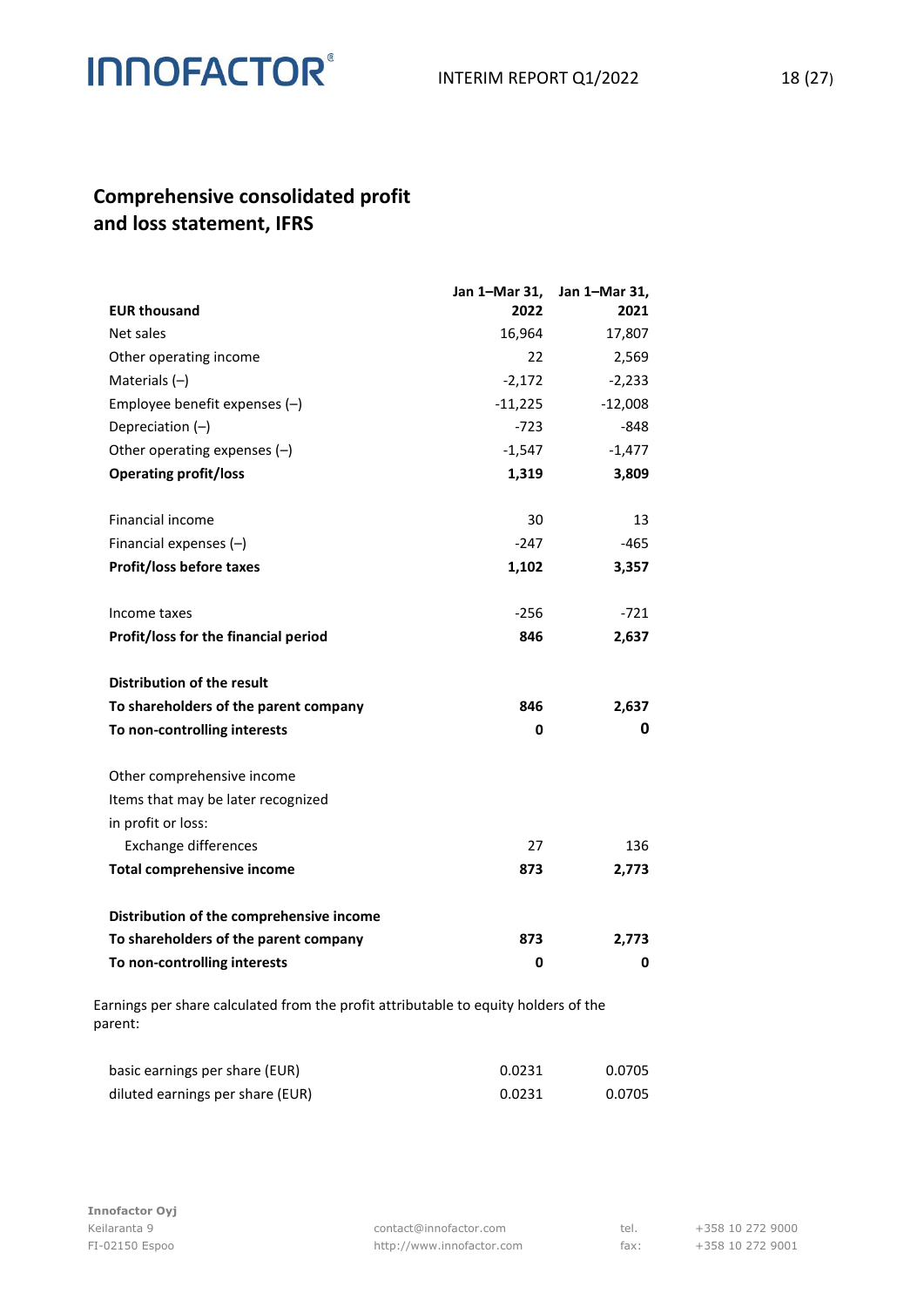## Comprehensive consolidated profit and loss statement, IFRS

| EUR thousand | Jan 1–Mar 31, 2022 | Jan 1–Mar 31, 2021 |
|---|---|---|
| Net sales | 16,964 | 17,807 |
| Other operating income | 22 | 2,569 |
| Materials (–) | -2,172 | -2,233 |
| Employee benefit expenses (–) | -11,225 | -12,008 |
| Depreciation (–) | -723 | -848 |
| Other operating expenses (–) | -1,547 | -1,477 |
| **Operating profit/loss** | **1,319** | **3,809** |
| | | |
| Financial income | 30 | 13 |
| Financial expenses (–) | -247 | -465 |
| **Profit/loss before taxes** | **1,102** | **3,357** |
| | | |
| Income taxes | -256 | -721 |
| **Profit/loss for the financial period** | **846** | **2,637** |
| | | |
| **Distribution of the result** | | |
| **To shareholders of the parent company** | **846** | **2,637** |
| **To non-controlling interests** | **0** | **0** |
| | | |
| Other comprehensive income | | |
| Items that may be later recognized in profit or loss: | | |
| Exchange differences | 27 | 136 |
| **Total comprehensive income** | **873** | **2,773** |
| | | |
| **Distribution of the comprehensive income** | | |
| **To shareholders of the parent company** | **873** | **2,773** |
| **To non-controlling interests** | **0** | **0** |

Earnings per share calculated from the profit attributable to equity holders of the parent:

| | | |
|---|---|---|
| basic earnings per share (EUR) | 0.0231 | 0.0705 |
| diluted earnings per share (EUR) | 0.0231 | 0.0705 |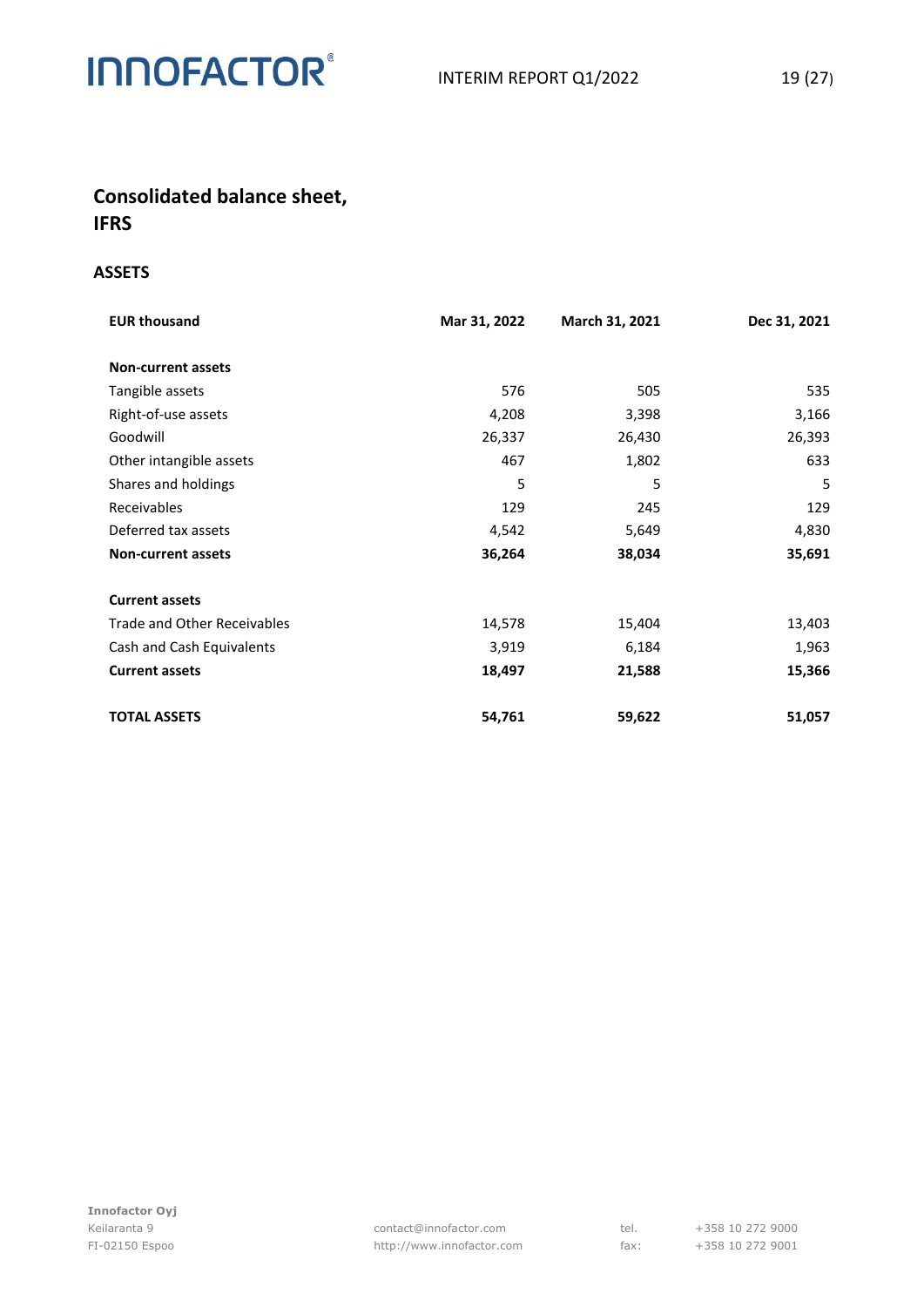# Consolidated balance sheet, IFRS

## ASSETS

| EUR thousand | Mar 31, 2022 | March 31, 2021 | Dec 31, 2021 |
|---|---|---|---|
| **Non-current assets** | | | |
| Tangible assets | 576 | 505 | 535 |
| Right-of-use assets | 4,208 | 3,398 | 3,166 |
| Goodwill | 26,337 | 26,430 | 26,393 |
| Other intangible assets | 467 | 1,802 | 633 |
| Shares and holdings | 5 | 5 | 5 |
| Receivables | 129 | 245 | 129 |
| Deferred tax assets | 4,542 | 5,649 | 4,830 |
| **Non-current assets** | **36,264** | **38,034** | **35,691** |
| **Current assets** | | | |
| Trade and Other Receivables | 14,578 | 15,404 | 13,403 |
| Cash and Cash Equivalents | 3,919 | 6,184 | 1,963 |
| **Current assets** | **18,497** | **21,588** | **15,366** |
| **TOTAL ASSETS** | **54,761** | **59,622** | **51,057** |

**Innofactor Oyj**
Keilaranta 9
FI-02150 Espoo

contact@innofactor.com
http://www.innofactor.com

tel. +358 10 272 9000
fax: +358 10 272 9001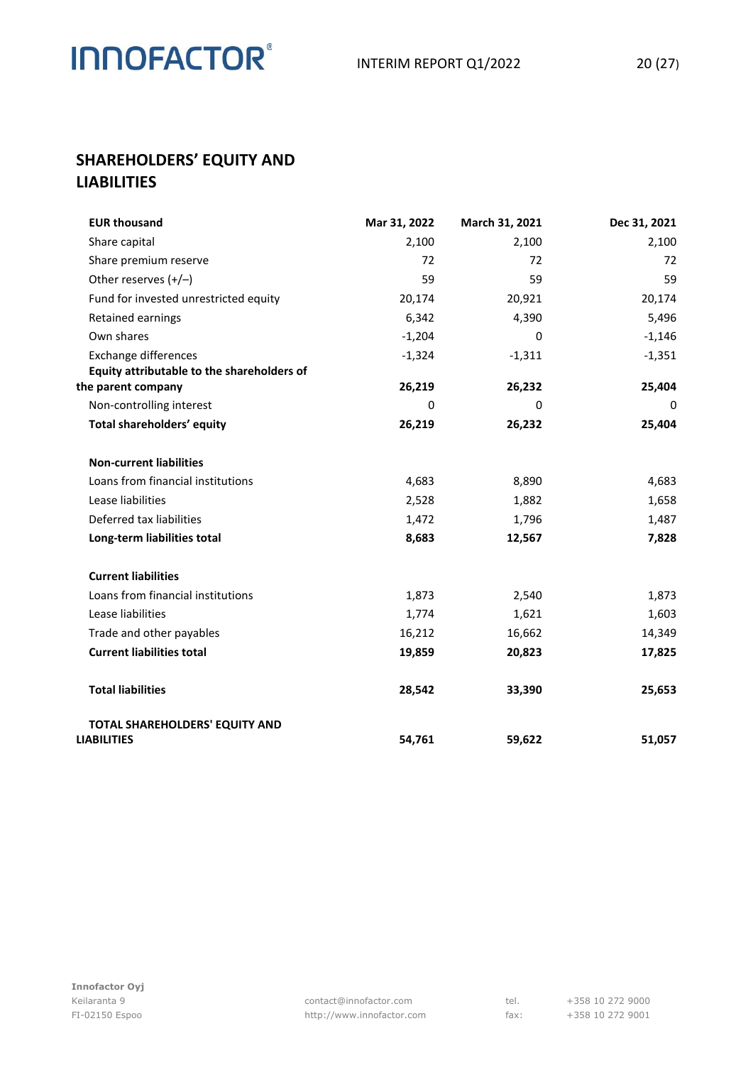## SHAREHOLDERS' EQUITY AND LIABILITIES

| EUR thousand | Mar 31, 2022 | March 31, 2021 | Dec 31, 2021 |
|---|---|---|---|
| Share capital | 2,100 | 2,100 | 2,100 |
| Share premium reserve | 72 | 72 | 72 |
| Other reserves (+/–) | 59 | 59 | 59 |
| Fund for invested unrestricted equity | 20,174 | 20,921 | 20,174 |
| Retained earnings | 6,342 | 4,390 | 5,496 |
| Own shares | -1,204 | 0 | -1,146 |
| Exchange differences | -1,324 | -1,311 | -1,351 |
| **Equity attributable to the shareholders of the parent company** | **26,219** | **26,232** | **25,404** |
| Non-controlling interest | 0 | 0 | 0 |
| **Total shareholders' equity** | **26,219** | **26,232** | **25,404** |
| | | | |
| **Non-current liabilities** | | | |
| Loans from financial institutions | 4,683 | 8,890 | 4,683 |
| Lease liabilities | 2,528 | 1,882 | 1,658 |
| Deferred tax liabilities | 1,472 | 1,796 | 1,487 |
| **Long-term liabilities total** | **8,683** | **12,567** | **7,828** |
| | | | |
| **Current liabilities** | | | |
| Loans from financial institutions | 1,873 | 2,540 | 1,873 |
| Lease liabilities | 1,774 | 1,621 | 1,603 |
| Trade and other payables | 16,212 | 16,662 | 14,349 |
| **Current liabilities total** | **19,859** | **20,823** | **17,825** |
| | | | |
| **Total liabilities** | **28,542** | **33,390** | **25,653** |
| | | | |
| **TOTAL SHAREHOLDERS' EQUITY AND LIABILITIES** | **54,761** | **59,622** | **51,057** |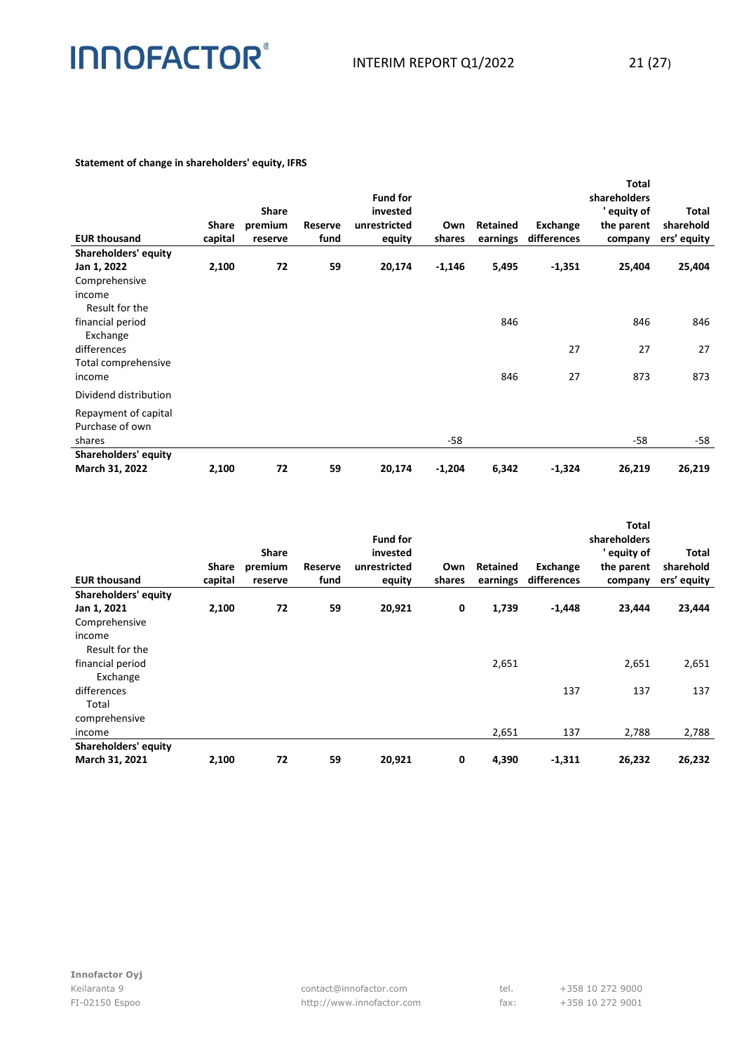**Statement of change in shareholders' equity, IFRS**

| EUR thousand | Share capital | Share premium reserve | Reserve fund | Fund for invested unrestricted equity | Own shares | Retained earnings | Exchange differences | Total shareholders' equity of the parent company | Total shareholders' equity |
|---|---|---|---|---|---|---|---|---|---|
| **Shareholders' equity Jan 1, 2022** | **2,100** | **72** | **59** | **20,174** | **-1,146** | **5,495** | **-1,351** | **25,404** | **25,404** |
| Comprehensive income | | | | | | | | | |
| Result for the financial period | | | | | | 846 | | 846 | 846 |
| Exchange differences | | | | | | | 27 | 27 | 27 |
| Total comprehensive income | | | | | | 846 | 27 | 873 | 873 |
| Dividend distribution | | | | | | | | | |
| Repayment of capital | | | | | | | | | |
| Purchase of own shares | | | | | -58 | | | -58 | -58 |
| **Shareholders' equity March 31, 2022** | **2,100** | **72** | **59** | **20,174** | **-1,204** | **6,342** | **-1,324** | **26,219** | **26,219** |

| EUR thousand | Share capital | Share premium reserve | Reserve fund | Fund for invested unrestricted equity | Own shares | Retained earnings | Exchange differences | Total shareholders' equity of the parent company | Total shareholders' equity |
|---|---|---|---|---|---|---|---|---|---|
| **Shareholders' equity Jan 1, 2021** | **2,100** | **72** | **59** | **20,921** | **0** | **1,739** | **-1,448** | **23,444** | **23,444** |
| Comprehensive income | | | | | | | | | |
| Result for the financial period | | | | | | 2,651 | | 2,651 | 2,651 |
| Exchange differences | | | | | | | 137 | 137 | 137 |
| Total comprehensive income | | | | | | 2,651 | 137 | 2,788 | 2,788 |
| **Shareholders' equity March 31, 2021** | **2,100** | **72** | **59** | **20,921** | **0** | **4,390** | **-1,311** | **26,232** | **26,232** |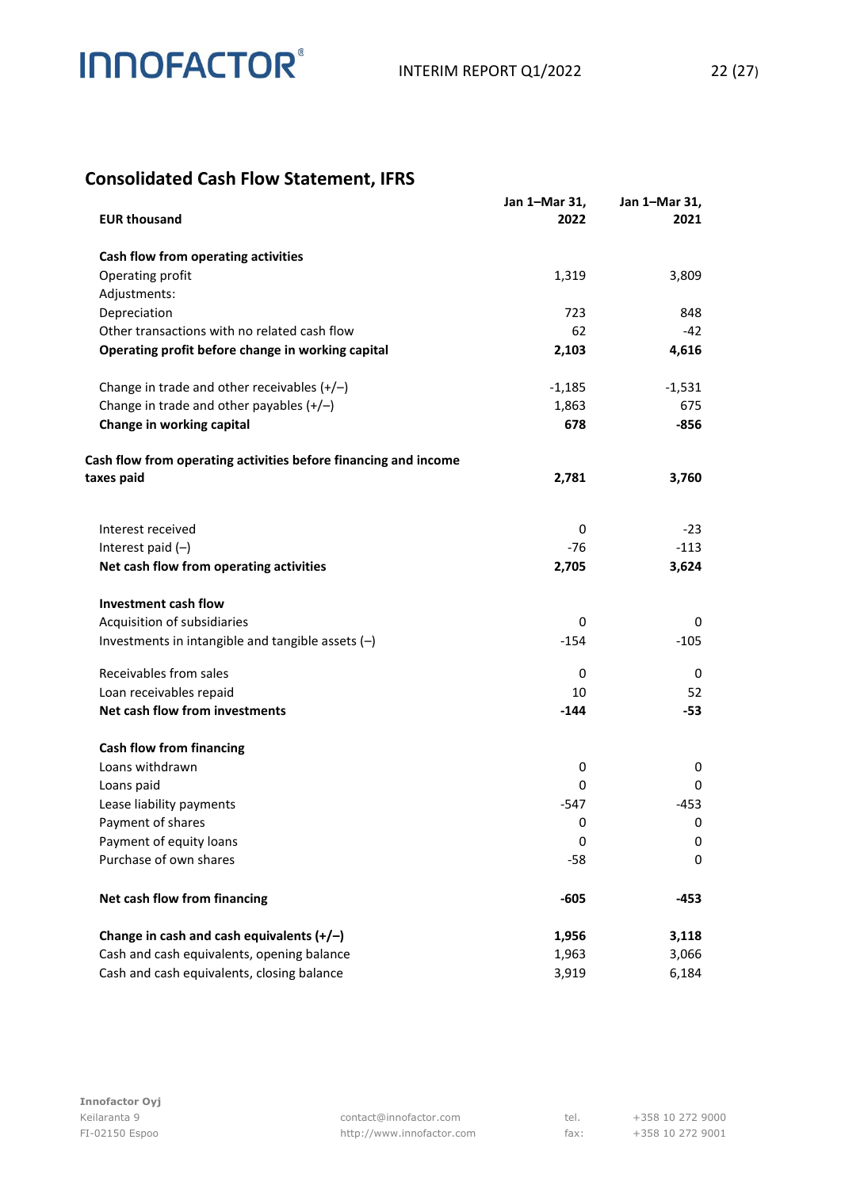## Consolidated Cash Flow Statement, IFRS

| EUR thousand | Jan 1–Mar 31, 2022 | Jan 1–Mar 31, 2021 |
|---|---|---|
| **Cash flow from operating activities** | | |
| Operating profit | 1,319 | 3,809 |
| Adjustments: | | |
| Depreciation | 723 | 848 |
| Other transactions with no related cash flow | 62 | -42 |
| **Operating profit before change in working capital** | **2,103** | **4,616** |
| | | |
| Change in trade and other receivables (+/–) | -1,185 | -1,531 |
| Change in trade and other payables (+/–) | 1,863 | 675 |
| **Change in working capital** | **678** | **-856** |
| | | |
| **Cash flow from operating activities before financing and income taxes paid** | **2,781** | **3,760** |
| | | |
| Interest received | 0 | -23 |
| Interest paid (–) | -76 | -113 |
| **Net cash flow from operating activities** | **2,705** | **3,624** |
| | | |
| **Investment cash flow** | | |
| Acquisition of subsidiaries | 0 | 0 |
| Investments in intangible and tangible assets (–) | -154 | -105 |
| | | |
| Receivables from sales | 0 | 0 |
| Loan receivables repaid | 10 | 52 |
| **Net cash flow from investments** | **-144** | **-53** |
| | | |
| **Cash flow from financing** | | |
| Loans withdrawn | 0 | 0 |
| Loans paid | 0 | 0 |
| Lease liability payments | -547 | -453 |
| Payment of shares | 0 | 0 |
| Payment of equity loans | 0 | 0 |
| Purchase of own shares | -58 | 0 |
| | | |
| **Net cash flow from financing** | **-605** | **-453** |
| | | |
| **Change in cash and cash equivalents (+/–)** | **1,956** | **3,118** |
| Cash and cash equivalents, opening balance | 1,963 | 3,066 |
| Cash and cash equivalents, closing balance | 3,919 | 6,184 |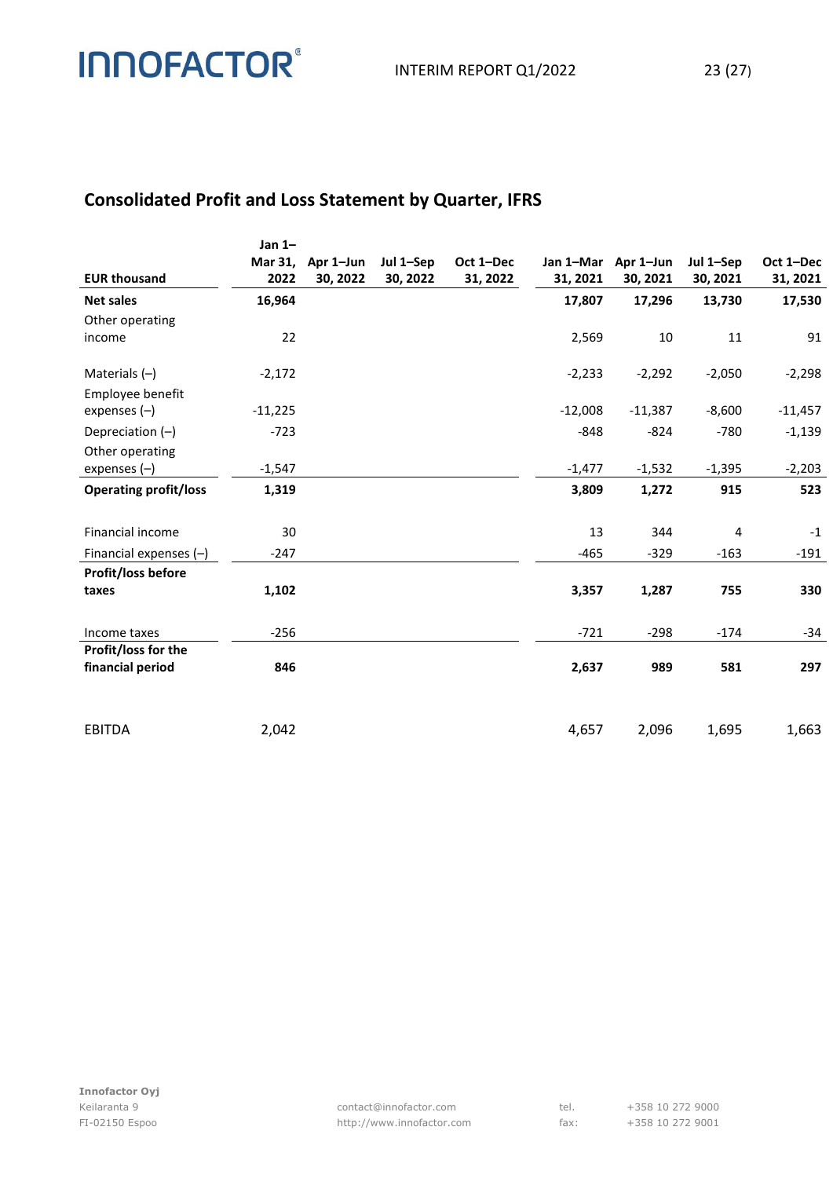## Consolidated Profit and Loss Statement by Quarter, IFRS

| EUR thousand | Jan 1–Mar 31, 2022 | Apr 1–Jun 30, 2022 | Jul 1–Sep 30, 2022 | Oct 1–Dec 31, 2022 | Jan 1–Mar 31, 2021 | Apr 1–Jun 30, 2021 | Jul 1–Sep 30, 2021 | Oct 1–Dec 31, 2021 |
|---|---|---|---|---|---|---|---|---|
| **Net sales** | **16,964** | | | | **17,807** | **17,296** | **13,730** | **17,530** |
| Other operating income | 22 | | | | 2,569 | 10 | 11 | 91 |
| Materials (–) | -2,172 | | | | -2,233 | -2,292 | -2,050 | -2,298 |
| Employee benefit expenses (–) | -11,225 | | | | -12,008 | -11,387 | -8,600 | -11,457 |
| Depreciation (–) | -723 | | | | -848 | -824 | -780 | -1,139 |
| Other operating expenses (–) | -1,547 | | | | -1,477 | -1,532 | -1,395 | -2,203 |
| **Operating profit/loss** | **1,319** | | | | **3,809** | **1,272** | **915** | **523** |
| Financial income | 30 | | | | 13 | 344 | 4 | -1 |
| Financial expenses (–) | -247 | | | | -465 | -329 | -163 | -191 |
| **Profit/loss before taxes** | **1,102** | | | | **3,357** | **1,287** | **755** | **330** |
| Income taxes | -256 | | | | -721 | -298 | -174 | -34 |
| **Profit/loss for the financial period** | **846** | | | | **2,637** | **989** | **581** | **297** |
| EBITDA | 2,042 | | | | 4,657 | 2,096 | 1,695 | 1,663 |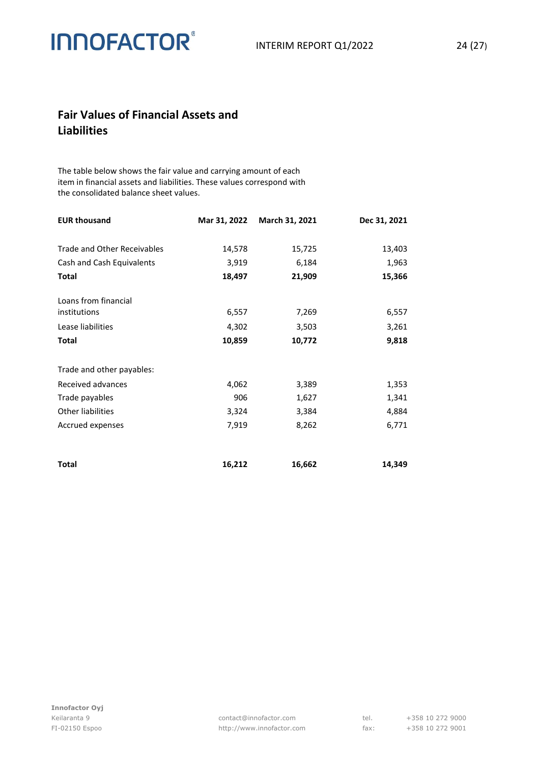## Fair Values of Financial Assets and Liabilities

The table below shows the fair value and carrying amount of each item in financial assets and liabilities. These values correspond with the consolidated balance sheet values.

| EUR thousand | Mar 31, 2022 | March 31, 2021 | Dec 31, 2021 |
|---|---|---|---|
| Trade and Other Receivables | 14,578 | 15,725 | 13,403 |
| Cash and Cash Equivalents | 3,919 | 6,184 | 1,963 |
| **Total** | **18,497** | **21,909** | **15,366** |
| Loans from financial institutions | 6,557 | 7,269 | 6,557 |
| Lease liabilities | 4,302 | 3,503 | 3,261 |
| **Total** | **10,859** | **10,772** | **9,818** |
| Trade and other payables: | | | |
| Received advances | 4,062 | 3,389 | 1,353 |
| Trade payables | 906 | 1,627 | 1,341 |
| Other liabilities | 3,324 | 3,384 | 4,884 |
| Accrued expenses | 7,919 | 8,262 | 6,771 |
| **Total** | **16,212** | **16,662** | **14,349** |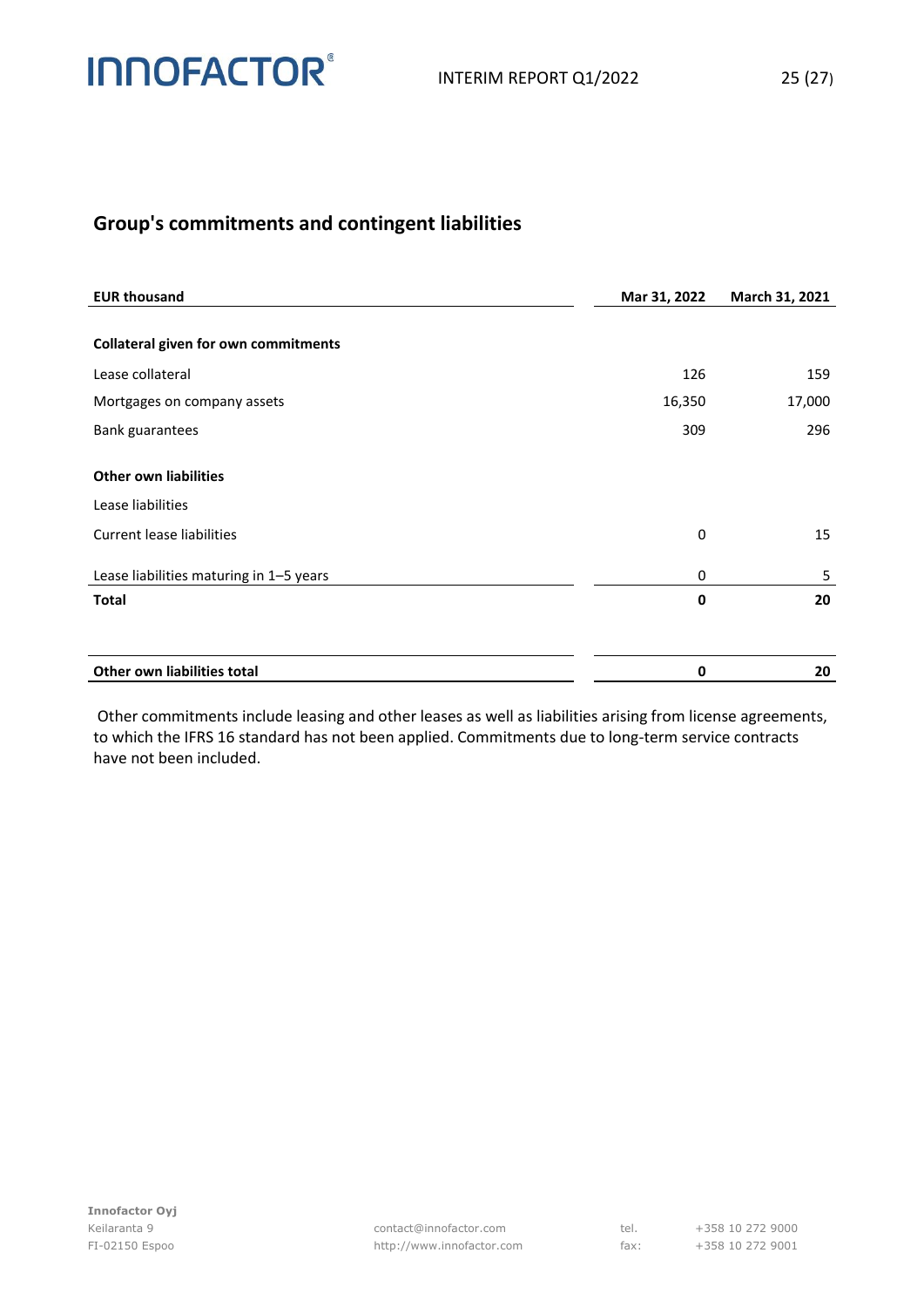## Group's commitments and contingent liabilities

| EUR thousand | Mar 31, 2022 | March 31, 2021 |
|---|---|---|
| **Collateral given for own commitments** | | |
| Lease collateral | 126 | 159 |
| Mortgages on company assets | 16,350 | 17,000 |
| Bank guarantees | 309 | 296 |
| **Other own liabilities** | | |
| Lease liabilities | | |
| Current lease liabilities | 0 | 15 |
| Lease liabilities maturing in 1–5 years | 0 | 5 |
| **Total** | **0** | **20** |
| **Other own liabilities total** | **0** | **20** |

Other commitments include leasing and other leases as well as liabilities arising from license agreements, to which the IFRS 16 standard has not been applied. Commitments due to long-term service contracts have not been included.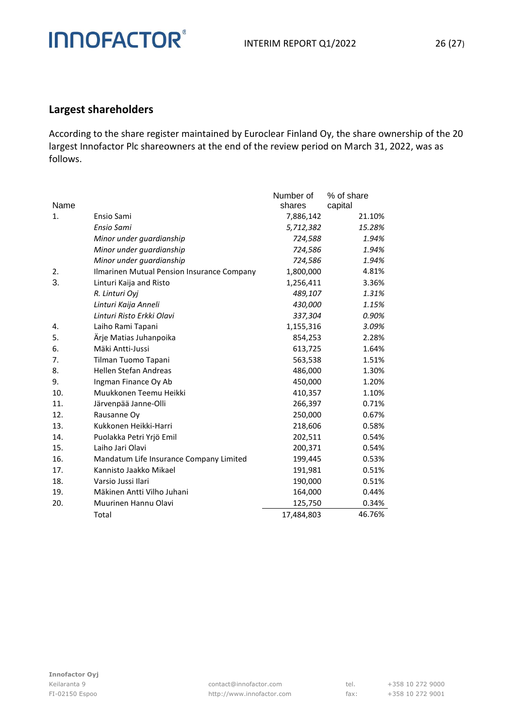## Largest shareholders

According to the share register maintained by Euroclear Finland Oy, the share ownership of the 20 largest Innofactor Plc shareowners at the end of the review period on March 31, 2022, was as follows.

| Name | | Number of shares | % of share capital |
|---|---|---|---|
| 1. | Ensio Sami | 7,886,142 | 21.10% |
| | *Ensio Sami* | *5,712,382* | *15.28%* |
| | *Minor under guardianship* | *724,588* | *1.94%* |
| | *Minor under guardianship* | *724,586* | *1.94%* |
| | *Minor under guardianship* | *724,586* | *1.94%* |
| 2. | Ilmarinen Mutual Pension Insurance Company | 1,800,000 | 4.81% |
| 3. | Linturi Kaija and Risto | 1,256,411 | 3.36% |
| | *R. Linturi Oyj* | *489,107* | *1.31%* |
| | *Linturi Kaija Anneli* | *430,000* | *1.15%* |
| | *Linturi Risto Erkki Olavi* | *337,304* | *0.90%* |
| 4. | Laiho Rami Tapani | 1,155,316 | 3.09% |
| 5. | Ärje Matias Juhanpoika | 854,253 | 2.28% |
| 6. | Mäki Antti-Jussi | 613,725 | 1.64% |
| 7. | Tilman Tuomo Tapani | 563,538 | 1.51% |
| 8. | Hellen Stefan Andreas | 486,000 | 1.30% |
| 9. | Ingman Finance Oy Ab | 450,000 | 1.20% |
| 10. | Muukkonen Teemu Heikki | 410,357 | 1.10% |
| 11. | Järvenpää Janne-Olli | 266,397 | 0.71% |
| 12. | Rausanne Oy | 250,000 | 0.67% |
| 13. | Kukkonen Heikki-Harri | 218,606 | 0.58% |
| 14. | Puolakka Petri Yrjö Emil | 202,511 | 0.54% |
| 15. | Laiho Jari Olavi | 200,371 | 0.54% |
| 16. | Mandatum Life Insurance Company Limited | 199,445 | 0.53% |
| 17. | Kannisto Jaakko Mikael | 191,981 | 0.51% |
| 18. | Varsio Jussi Ilari | 190,000 | 0.51% |
| 19. | Mäkinen Antti Vilho Juhani | 164,000 | 0.44% |
| 20. | Muurinen Hannu Olavi | 125,750 | 0.34% |
| | Total | 17,484,803 | 46.76% |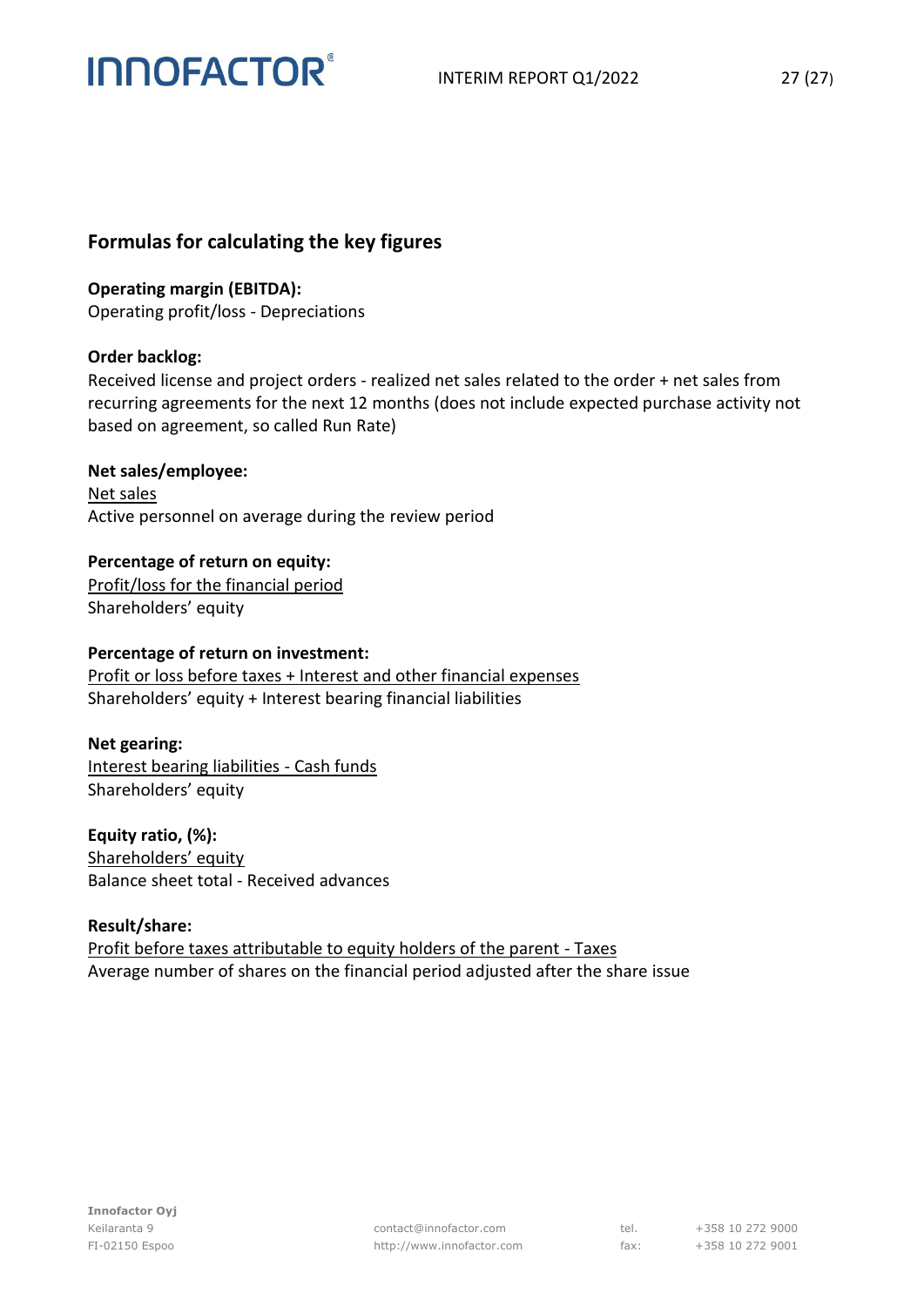## Formulas for calculating the key figures

**Operating margin (EBITDA):**
Operating profit/loss - Depreciations

**Order backlog:**
Received license and project orders - realized net sales related to the order + net sales from recurring agreements for the next 12 months (does not include expected purchase activity not based on agreement, so called Run Rate)

**Net sales/employee:**

$$\frac{\text{Net sales}}{\text{Active personnel on average during the review period}}$$

**Percentage of return on equity:**

$$\frac{\text{Profit/loss for the financial period}}{\text{Shareholders' equity}}$$

**Percentage of return on investment:**

$$\frac{\text{Profit or loss before taxes + Interest and other financial expenses}}{\text{Shareholders' equity + Interest bearing financial liabilities}}$$

**Net gearing:**

$$\frac{\text{Interest bearing liabilities - Cash funds}}{\text{Shareholders' equity}}$$

**Equity ratio, (%):**

$$\frac{\text{Shareholders' equity}}{\text{Balance sheet total - Received advances}}$$

**Result/share:**

$$\frac{\text{Profit before taxes attributable to equity holders of the parent - Taxes}}{\text{Average number of shares on the financial period adjusted after the share issue}}$$

**Innofactor Oyj**
Keilaranta 9
FI-02150 Espoo

contact@innofactor.com
http://www.innofactor.com

tel. +358 10 272 9000
fax: +358 10 272 9001